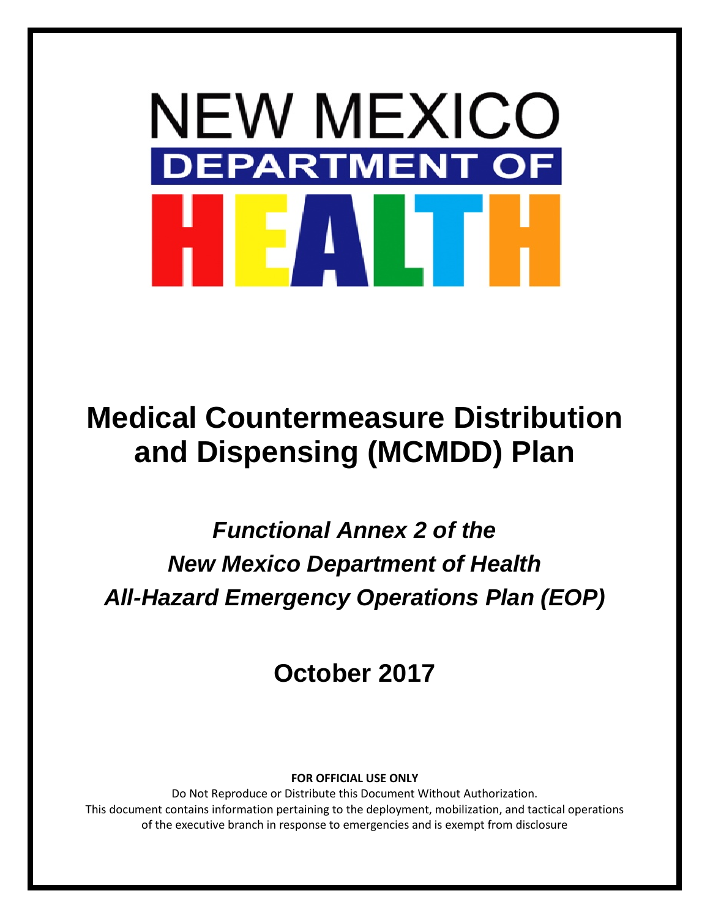NEW MEXICO
DEPARTMENT OF
HEALTH

# Medical Countermeasure Distribution and Dispensing (MCMDD) Plan

## *Functional Annex 2 of the New Mexico Department of Health All-Hazard Emergency Operations Plan (EOP)*

## October 2017

**FOR OFFICIAL USE ONLY**

Do Not Reproduce or Distribute this Document Without Authorization.
This document contains information pertaining to the deployment, mobilization, and tactical operations of the executive branch in response to emergencies and is exempt from disclosure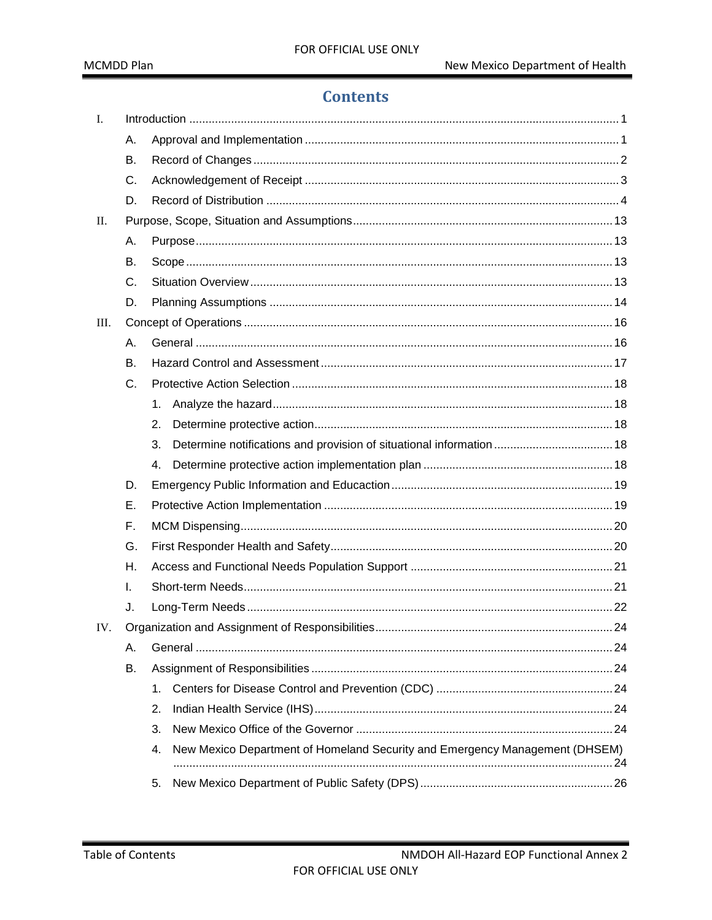# Contents

- I. Introduction ... 1
  - A. Approval and Implementation ... 1
  - B. Record of Changes ... 2
  - C. Acknowledgement of Receipt ... 3
  - D. Record of Distribution ... 4
- II. Purpose, Scope, Situation and Assumptions ... 13
  - A. Purpose ... 13
  - B. Scope ... 13
  - C. Situation Overview ... 13
  - D. Planning Assumptions ... 14
- III. Concept of Operations ... 16
  - A. General ... 16
  - B. Hazard Control and Assessment ... 17
  - C. Protective Action Selection ... 18
    1. Analyze the hazard ... 18
    2. Determine protective action ... 18
    3. Determine notifications and provision of situational information ... 18
    4. Determine protective action implementation plan ... 18
  - D. Emergency Public Information and Educaction ... 19
  - E. Protective Action Implementation ... 19
  - F. MCM Dispensing ... 20
  - G. First Responder Health and Safety ... 20
  - H. Access and Functional Needs Population Support ... 21
  - I. Short-term Needs ... 21
  - J. Long-Term Needs ... 22
- IV. Organization and Assignment of Responsibilities ... 24
  - A. General ... 24
  - B. Assignment of Responsibilities ... 24
    1. Centers for Disease Control and Prevention (CDC) ... 24
    2. Indian Health Service (IHS) ... 24
    3. New Mexico Office of the Governor ... 24
    4. New Mexico Department of Homeland Security and Emergency Management (DHSEM) ... 24
    5. New Mexico Department of Public Safety (DPS) ... 26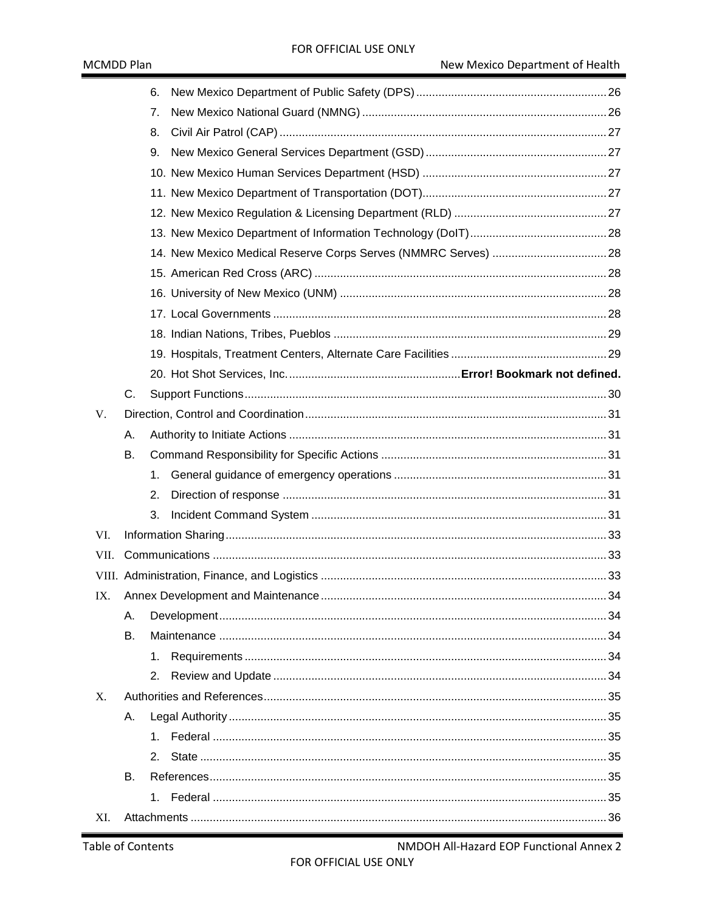6. New Mexico Department of Public Safety (DPS) ........................................................... 26
7. New Mexico National Guard (NMNG) ............................................................................ 26
8. Civil Air Patrol (CAP) ...................................................................................................... 27
9. New Mexico General Services Department (GSD) ......................................................... 27
10. New Mexico Human Services Department (HSD) .......................................................... 27
11. New Mexico Department of Transportation (DOT) .......................................................... 27
12. New Mexico Regulation & Licensing Department (RLD) ................................................ 27
13. New Mexico Department of Information Technology (DoIT) ........................................... 28
14. New Mexico Medical Reserve Corps Serves (NMMRC Serves) .................................... 28
15. American Red Cross (ARC) ........................................................................................... 28
16. University of New Mexico (UNM) ................................................................................... 28
17. Local Governments ........................................................................................................ 28
18. Indian Nations, Tribes, Pueblos ..................................................................................... 29
19. Hospitals, Treatment Centers, Alternate Care Facilities ................................................. 29
20. Hot Shot Services, Inc. ......................................................**Error! Bookmark not defined.**

C. Support Functions ................................................................................................................. 30

V. Direction, Control and Coordination .............................................................................................. 31

A. Authority to Initiate Actions ................................................................................................... 31

B. Command Responsibility for Specific Actions ...................................................................... 31

1. General guidance of emergency operations .................................................................. 31
2. Direction of response ..................................................................................................... 31
3. Incident Command System ............................................................................................ 31

VI. Information Sharing ....................................................................................................................... 33

VII. Communications ........................................................................................................................... 33

VIII. Administration, Finance, and Logistics ......................................................................................... 33

IX. Annex Development and Maintenance ......................................................................................... 34

A. Development ......................................................................................................................... 34

B. Maintenance ......................................................................................................................... 34

1. Requirements ................................................................................................................. 34
2. Review and Update ........................................................................................................ 34

X. Authorities and References ........................................................................................................... 35

A. Legal Authority ...................................................................................................................... 35

1. Federal ........................................................................................................................... 35
2. State ............................................................................................................................... 35

B. References ............................................................................................................................ 35

1. Federal ........................................................................................................................... 35

XI. Attachments .................................................................................................................................. 36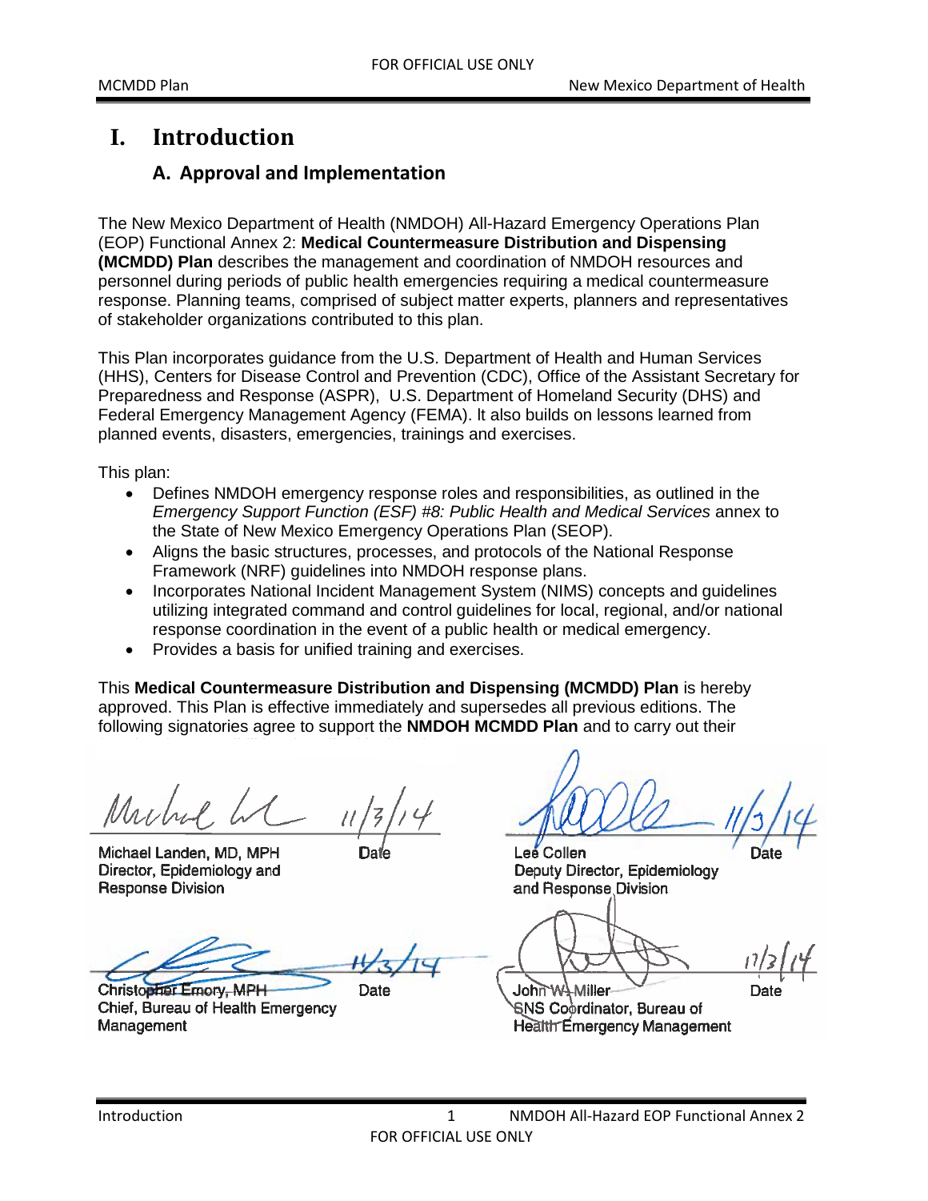# I. Introduction

## A. Approval and Implementation

The New Mexico Department of Health (NMDOH) All-Hazard Emergency Operations Plan (EOP) Functional Annex 2: **Medical Countermeasure Distribution and Dispensing (MCMDD) Plan** describes the management and coordination of NMDOH resources and personnel during periods of public health emergencies requiring a medical countermeasure response. Planning teams, comprised of subject matter experts, planners and representatives of stakeholder organizations contributed to this plan.

This Plan incorporates guidance from the U.S. Department of Health and Human Services (HHS), Centers for Disease Control and Prevention (CDC), Office of the Assistant Secretary for Preparedness and Response (ASPR), U.S. Department of Homeland Security (DHS) and Federal Emergency Management Agency (FEMA). It also builds on lessons learned from planned events, disasters, emergencies, trainings and exercises.

This plan:

- Defines NMDOH emergency response roles and responsibilities, as outlined in the *Emergency Support Function (ESF) #8: Public Health and Medical Services* annex to the State of New Mexico Emergency Operations Plan (SEOP).
- Aligns the basic structures, processes, and protocols of the National Response Framework (NRF) guidelines into NMDOH response plans.
- Incorporates National Incident Management System (NIMS) concepts and guidelines utilizing integrated command and control guidelines for local, regional, and/or national response coordination in the event of a public health or medical emergency.
- Provides a basis for unified training and exercises.

This **Medical Countermeasure Distribution and Dispensing (MCMDD) Plan** is hereby approved. This Plan is effective immediately and supersedes all previous editions. The following signatories agree to support the **NMDOH MCMDD Plan** and to carry out their

| | |
|---|---|
| 11/3/14 | 11/3/14 |
| Michael Landen, MD, MPH — Date<br>Director, Epidemiology and Response Division | Lee Collen — Date<br>Deputy Director, Epidemiology and Response Division |
| 11/3/14 | 11/3/14 |
| Christopher Emory, MPH — Date<br>Chief, Bureau of Health Emergency Management | John W. Miller — Date<br>SNS Coordinator, Bureau of Health Emergency Management |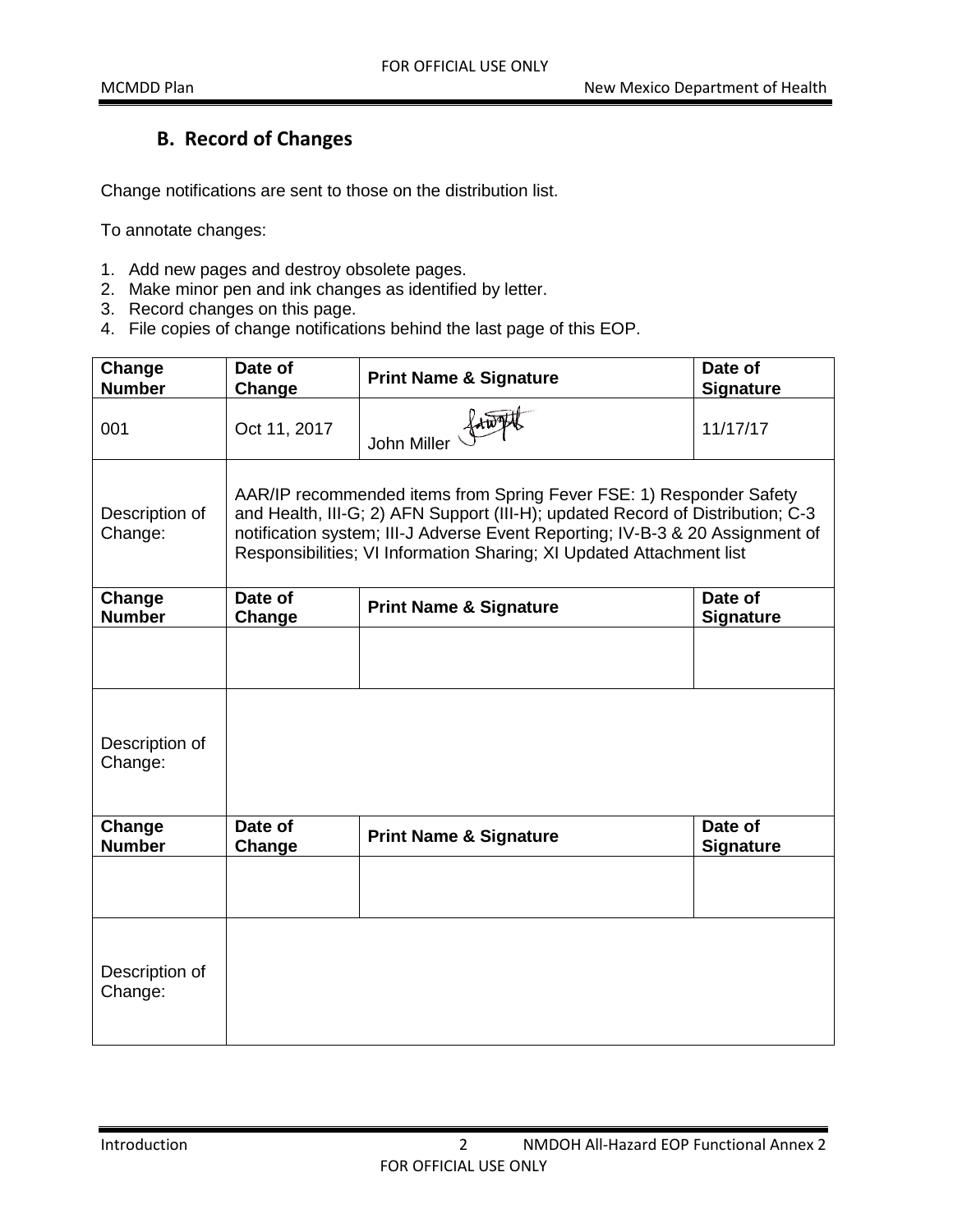## B. Record of Changes

Change notifications are sent to those on the distribution list.

To annotate changes:

1. Add new pages and destroy obsolete pages.
2. Make minor pen and ink changes as identified by letter.
3. Record changes on this page.
4. File copies of change notifications behind the last page of this EOP.

| Change Number | Date of Change | Print Name & Signature | Date of Signature |
|---|---|---|---|
| 001 | Oct 11, 2017 | John Miller | 11/17/17 |
| Description of Change: | AAR/IP recommended items from Spring Fever FSE: 1) Responder Safety and Health, III-G; 2) AFN Support (III-H); updated Record of Distribution; C-3 notification system; III-J Adverse Event Reporting; IV-B-3 & 20 Assignment of Responsibilities; VI Information Sharing; XI Updated Attachment list | | |
| **Change Number** | **Date of Change** | **Print Name & Signature** | **Date of Signature** |
| | | | |
| Description of Change: | | | |
| **Change Number** | **Date of Change** | **Print Name & Signature** | **Date of Signature** |
| | | | |
| Description of Change: | | | |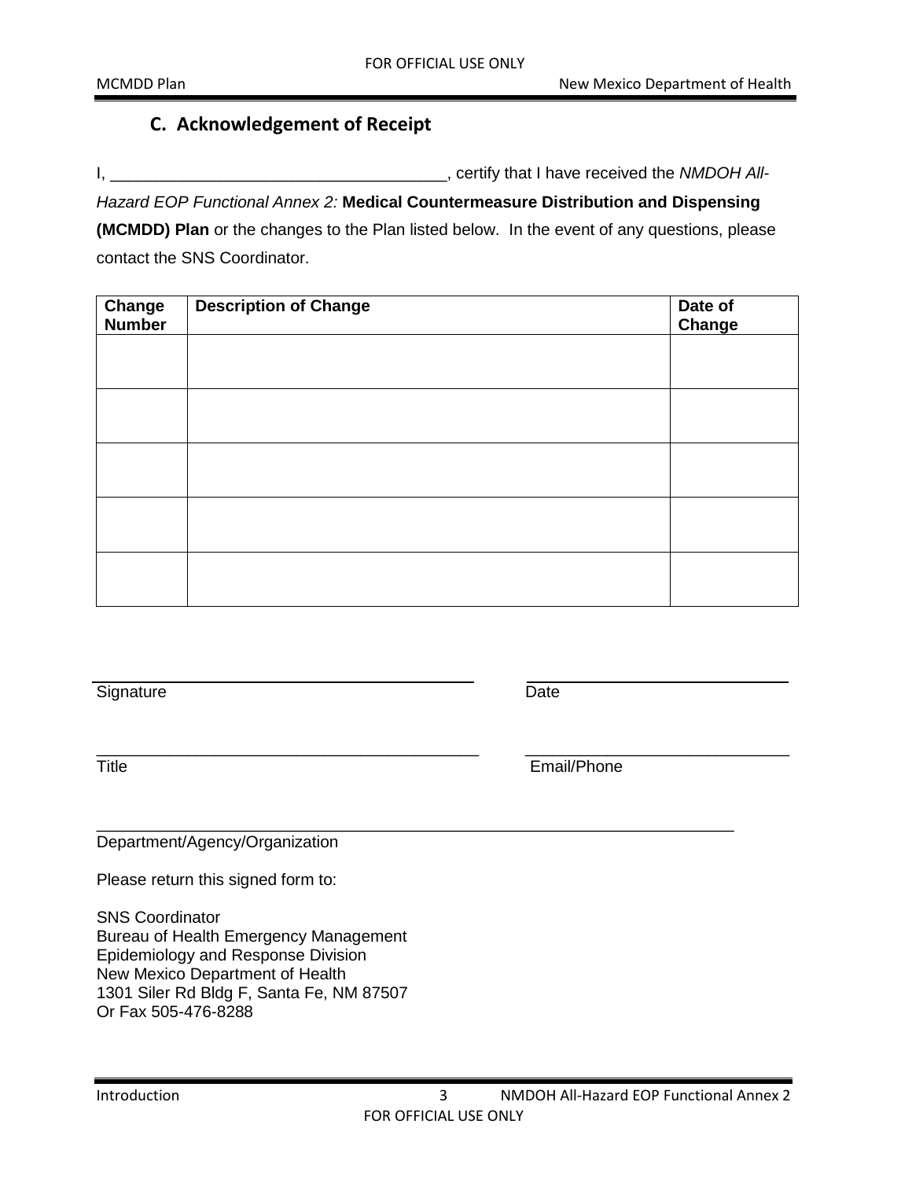## C. Acknowledgement of Receipt

I, ____________________________________, certify that I have received the *NMDOH All-Hazard EOP Functional Annex 2:* **Medical Countermeasure Distribution and Dispensing (MCMDD) Plan** or the changes to the Plan listed below. In the event of any questions, please contact the SNS Coordinator.

| Change Number | Description of Change | Date of Change |
| --- | --- | --- |
| | | |
| | | |
| | | |
| | | |
| | | |

________________________________________ ____________________________
Signature Date

________________________________________ ____________________________
Title Email/Phone

____________________________________________________________________
Department/Agency/Organization

Please return this signed form to:

SNS Coordinator
Bureau of Health Emergency Management
Epidemiology and Response Division
New Mexico Department of Health
1301 Siler Rd Bldg F, Santa Fe, NM 87507
Or Fax 505-476-8288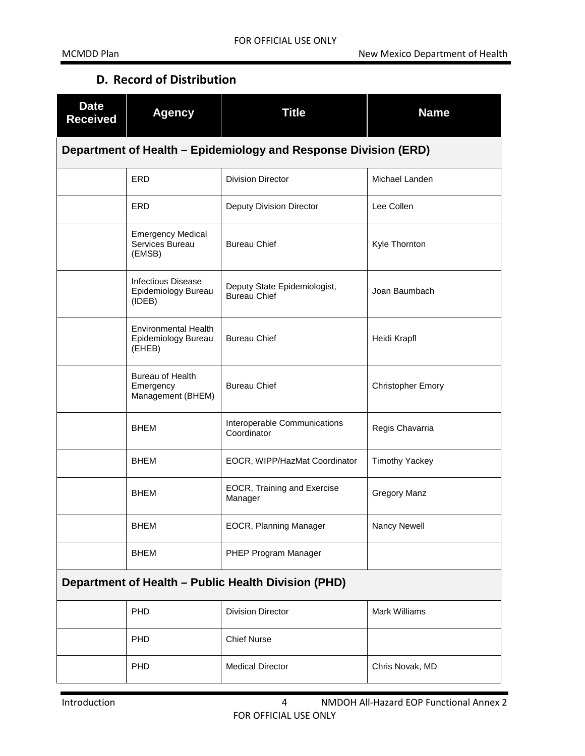## D. Record of Distribution

| Date Received | Agency | Title | Name |
|---|---|---|---|
| **Department of Health – Epidemiology and Response Division (ERD)** | | | |
| | ERD | Division Director | Michael Landen |
| | ERD | Deputy Division Director | Lee Collen |
| | Emergency Medical Services Bureau (EMSB) | Bureau Chief | Kyle Thornton |
| | Infectious Disease Epidemiology Bureau (IDEB) | Deputy State Epidemiologist, Bureau Chief | Joan Baumbach |
| | Environmental Health Epidemiology Bureau (EHEB) | Bureau Chief | Heidi Krapfl |
| | Bureau of Health Emergency Management (BHEM) | Bureau Chief | Christopher Emory |
| | BHEM | Interoperable Communications Coordinator | Regis Chavarria |
| | BHEM | EOCR, WIPP/HazMat Coordinator | Timothy Yackey |
| | BHEM | EOCR, Training and Exercise Manager | Gregory Manz |
| | BHEM | EOCR, Planning Manager | Nancy Newell |
| | BHEM | PHEP Program Manager | |
| **Department of Health – Public Health Division (PHD)** | | | |
| | PHD | Division Director | Mark Williams |
| | PHD | Chief Nurse | |
| | PHD | Medical Director | Chris Novak, MD |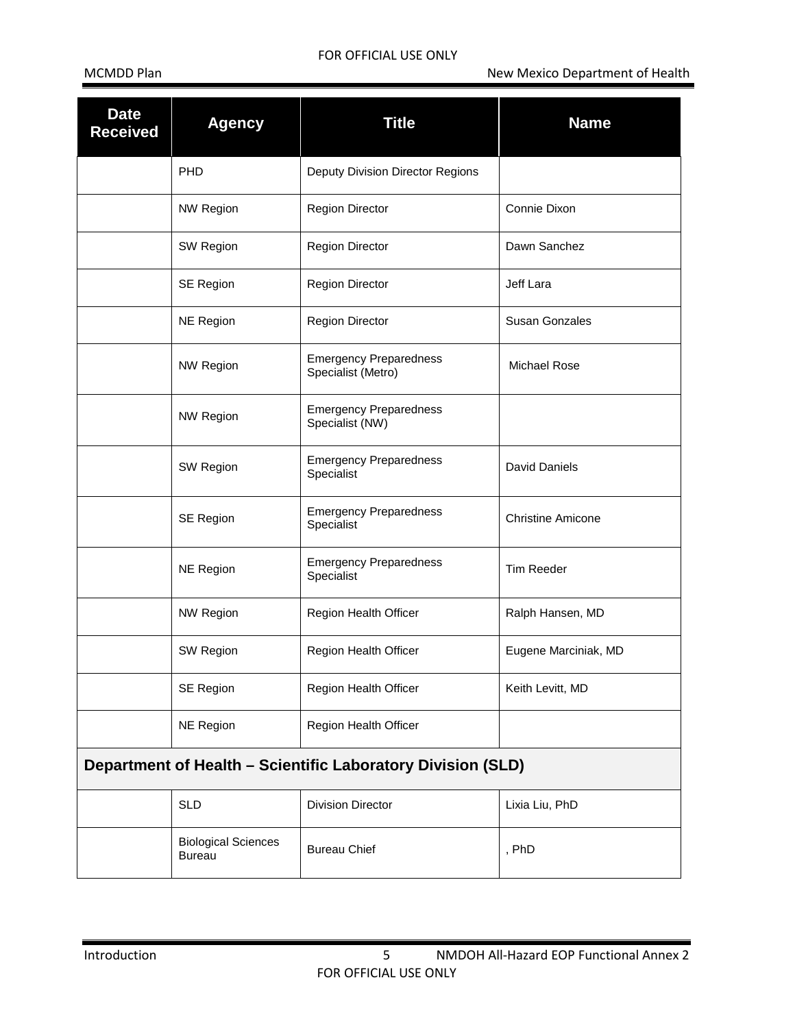| Date Received | Agency | Title | Name |
|---|---|---|---|
| | PHD | Deputy Division Director Regions | |
| | NW Region | Region Director | Connie Dixon |
| | SW Region | Region Director | Dawn Sanchez |
| | SE Region | Region Director | Jeff Lara |
| | NE Region | Region Director | Susan Gonzales |
| | NW Region | Emergency Preparedness Specialist (Metro) | Michael Rose |
| | NW Region | Emergency Preparedness Specialist (NW) | |
| | SW Region | Emergency Preparedness Specialist | David Daniels |
| | SE Region | Emergency Preparedness Specialist | Christine Amicone |
| | NE Region | Emergency Preparedness Specialist | Tim Reeder |
| | NW Region | Region Health Officer | Ralph Hansen, MD |
| | SW Region | Region Health Officer | Eugene Marciniak, MD |
| | SE Region | Region Health Officer | Keith Levitt, MD |
| | NE Region | Region Health Officer | |
| **Department of Health – Scientific Laboratory Division (SLD)** | | | |
| | SLD | Division Director | Lixia Liu, PhD |
| | Biological Sciences Bureau | Bureau Chief | , PhD |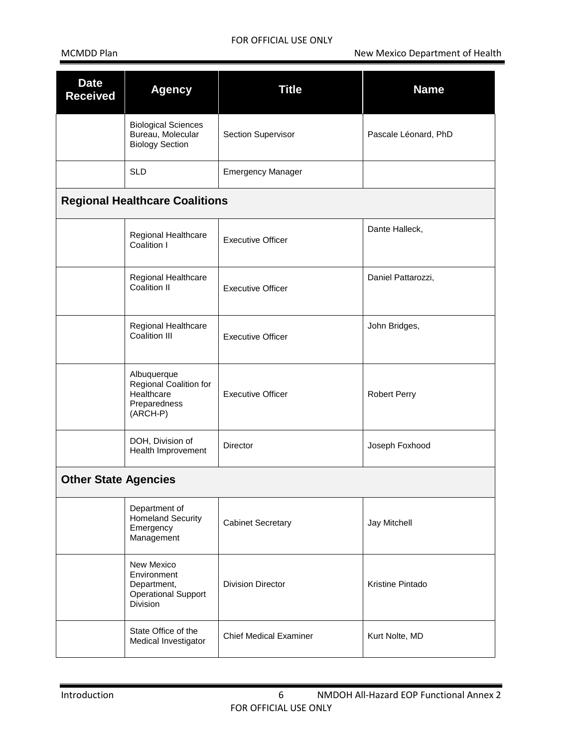| Date Received | Agency | Title | Name |
|---|---|---|---|
| | Biological Sciences Bureau, Molecular Biology Section | Section Supervisor | Pascale Léonard, PhD |
| | SLD | Emergency Manager | |
| **Regional Healthcare Coalitions** | | | |
| | Regional Healthcare Coalition I | Executive Officer | Dante Halleck, |
| | Regional Healthcare Coalition II | Executive Officer | Daniel Pattarozzi, |
| | Regional Healthcare Coalition III | Executive Officer | John Bridges, |
| | Albuquerque Regional Coalition for Healthcare Preparedness (ARCH-P) | Executive Officer | Robert Perry |
| | DOH, Division of Health Improvement | Director | Joseph Foxhood |
| **Other State Agencies** | | | |
| | Department of Homeland Security Emergency Management | Cabinet Secretary | Jay Mitchell |
| | New Mexico Environment Department, Operational Support Division | Division Director | Kristine Pintado |
| | State Office of the Medical Investigator | Chief Medical Examiner | Kurt Nolte, MD |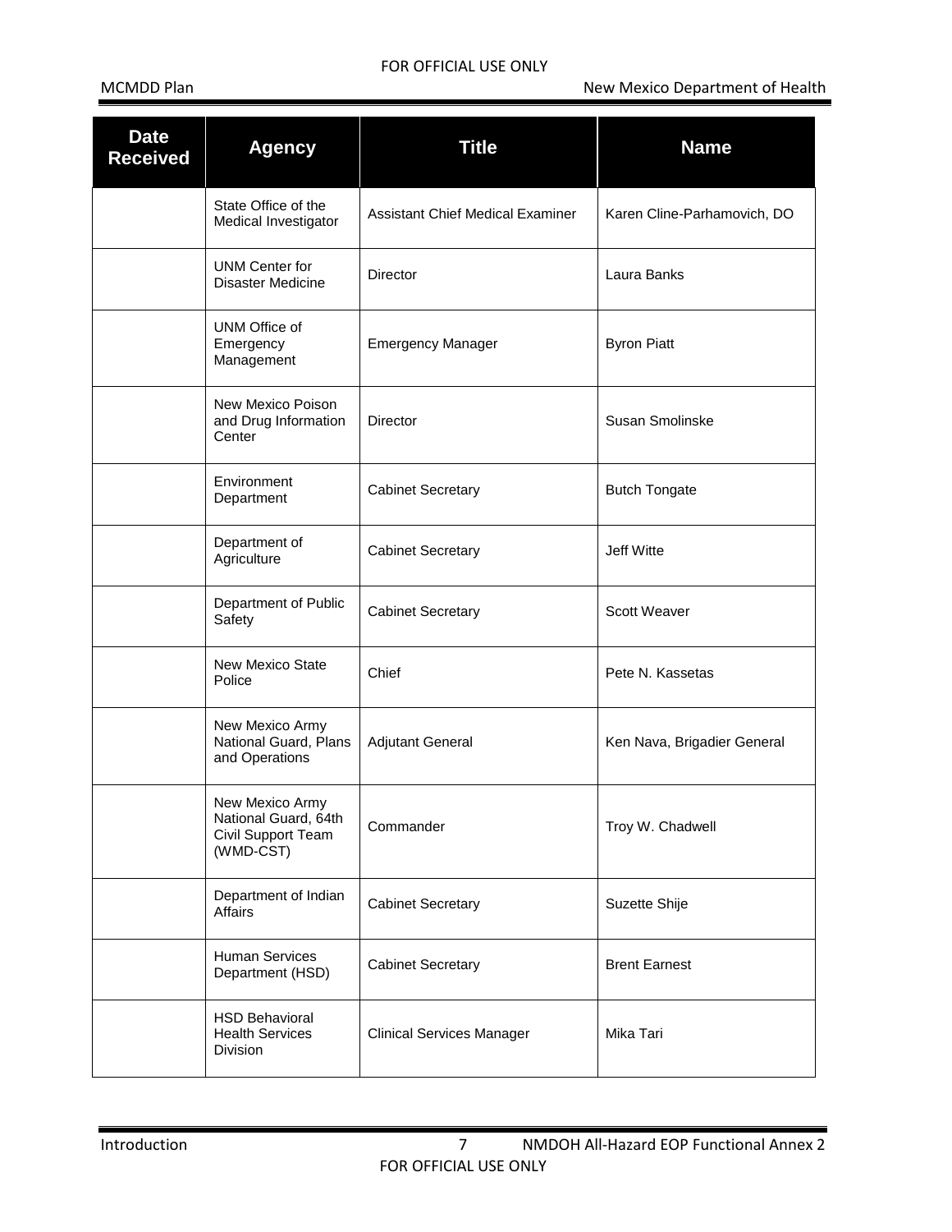| Date Received | Agency | Title | Name |
|---|---|---|---|
| | State Office of the Medical Investigator | Assistant Chief Medical Examiner | Karen Cline-Parhamovich, DO |
| | UNM Center for Disaster Medicine | Director | Laura Banks |
| | UNM Office of Emergency Management | Emergency Manager | Byron Piatt |
| | New Mexico Poison and Drug Information Center | Director | Susan Smolinske |
| | Environment Department | Cabinet Secretary | Butch Tongate |
| | Department of Agriculture | Cabinet Secretary | Jeff Witte |
| | Department of Public Safety | Cabinet Secretary | Scott Weaver |
| | New Mexico State Police | Chief | Pete N. Kassetas |
| | New Mexico Army National Guard, Plans and Operations | Adjutant General | Ken Nava, Brigadier General |
| | New Mexico Army National Guard, 64th Civil Support Team (WMD-CST) | Commander | Troy W. Chadwell |
| | Department of Indian Affairs | Cabinet Secretary | Suzette Shije |
| | Human Services Department (HSD) | Cabinet Secretary | Brent Earnest |
| | HSD Behavioral Health Services Division | Clinical Services Manager | Mika Tari |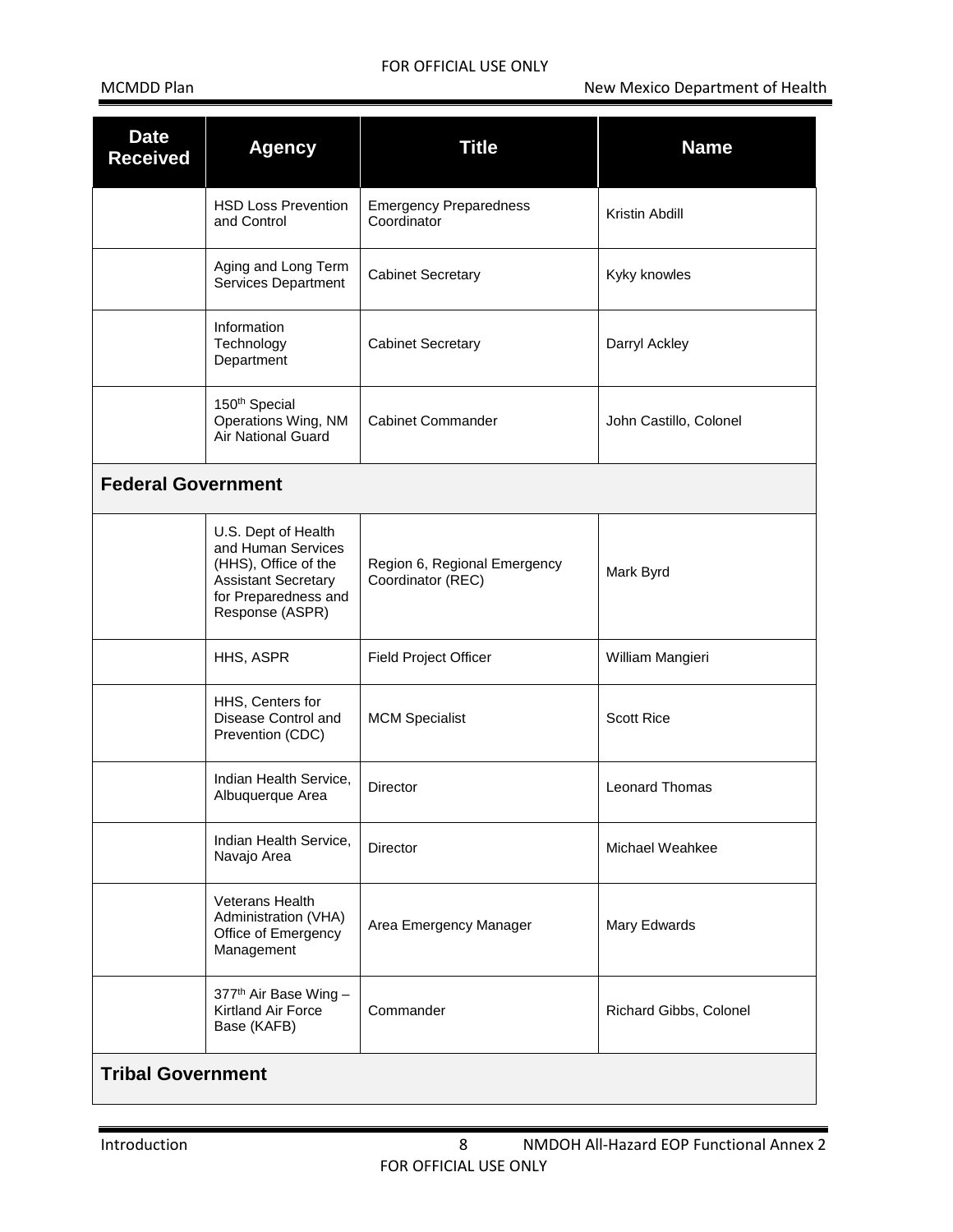| Date Received | Agency | Title | Name |
|---|---|---|---|
| | HSD Loss Prevention and Control | Emergency Preparedness Coordinator | Kristin Abdill |
| | Aging and Long Term Services Department | Cabinet Secretary | Kyky knowles |
| | Information Technology Department | Cabinet Secretary | Darryl Ackley |
| | 150th Special Operations Wing, NM Air National Guard | Cabinet Commander | John Castillo, Colonel |
| **Federal Government** | | | |
| | U.S. Dept of Health and Human Services (HHS), Office of the Assistant Secretary for Preparedness and Response (ASPR) | Region 6, Regional Emergency Coordinator (REC) | Mark Byrd |
| | HHS, ASPR | Field Project Officer | William Mangieri |
| | HHS, Centers for Disease Control and Prevention (CDC) | MCM Specialist | Scott Rice |
| | Indian Health Service, Albuquerque Area | Director | Leonard Thomas |
| | Indian Health Service, Navajo Area | Director | Michael Weahkee |
| | Veterans Health Administration (VHA) Office of Emergency Management | Area Emergency Manager | Mary Edwards |
| | 377th Air Base Wing – Kirtland Air Force Base (KAFB) | Commander | Richard Gibbs, Colonel |
| **Tribal Government** | | | |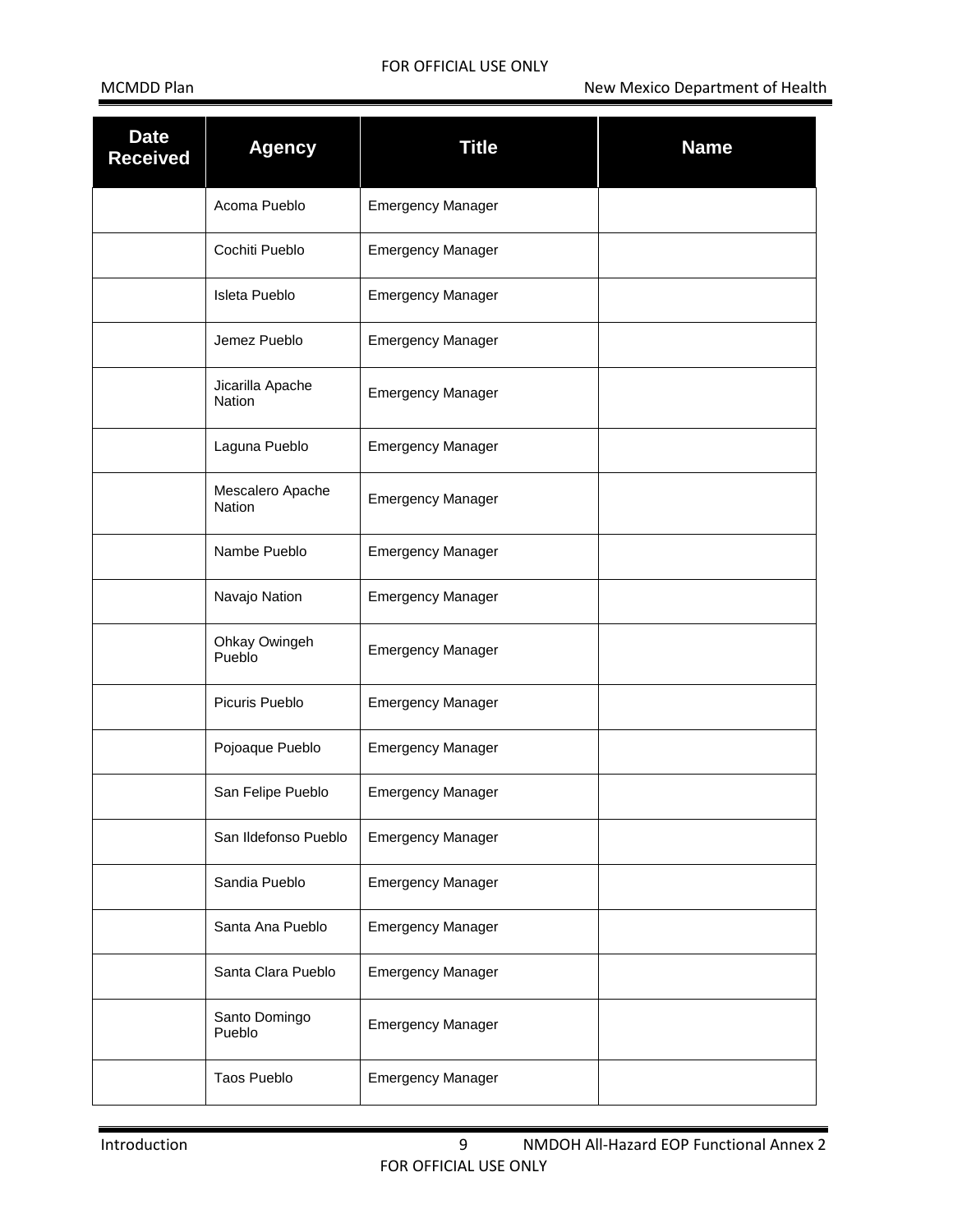| Date Received | Agency | Title | Name |
|---|---|---|---|
| | Acoma Pueblo | Emergency Manager | |
| | Cochiti Pueblo | Emergency Manager | |
| | Isleta Pueblo | Emergency Manager | |
| | Jemez Pueblo | Emergency Manager | |
| | Jicarilla Apache Nation | Emergency Manager | |
| | Laguna Pueblo | Emergency Manager | |
| | Mescalero Apache Nation | Emergency Manager | |
| | Nambe Pueblo | Emergency Manager | |
| | Navajo Nation | Emergency Manager | |
| | Ohkay Owingeh Pueblo | Emergency Manager | |
| | Picuris Pueblo | Emergency Manager | |
| | Pojoaque Pueblo | Emergency Manager | |
| | San Felipe Pueblo | Emergency Manager | |
| | San Ildefonso Pueblo | Emergency Manager | |
| | Sandia Pueblo | Emergency Manager | |
| | Santa Ana Pueblo | Emergency Manager | |
| | Santa Clara Pueblo | Emergency Manager | |
| | Santo Domingo Pueblo | Emergency Manager | |
| | Taos Pueblo | Emergency Manager | |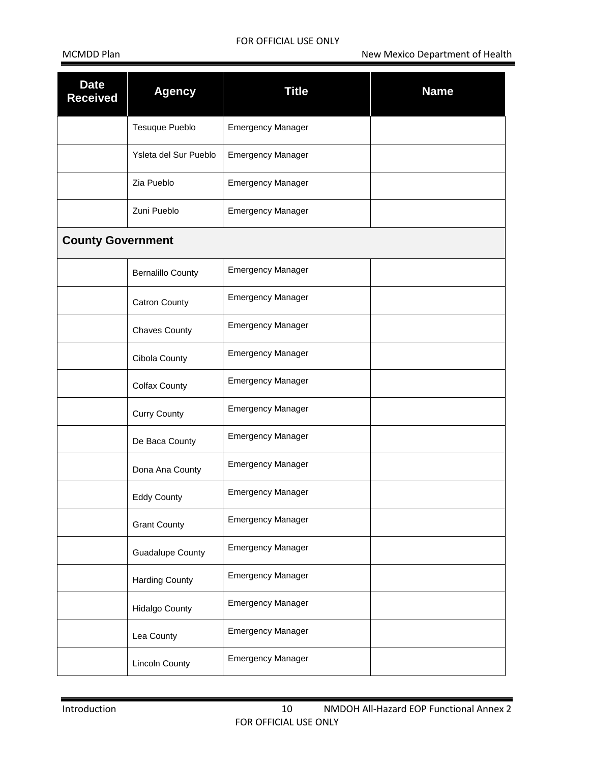| Date Received | Agency | Title | Name |
|---|---|---|---|
| | Tesuque Pueblo | Emergency Manager | |
| | Ysleta del Sur Pueblo | Emergency Manager | |
| | Zia Pueblo | Emergency Manager | |
| | Zuni Pueblo | Emergency Manager | |
| **County Government** | | | |
| | Bernalillo County | Emergency Manager | |
| | Catron County | Emergency Manager | |
| | Chaves County | Emergency Manager | |
| | Cibola County | Emergency Manager | |
| | Colfax County | Emergency Manager | |
| | Curry County | Emergency Manager | |
| | De Baca County | Emergency Manager | |
| | Dona Ana County | Emergency Manager | |
| | Eddy County | Emergency Manager | |
| | Grant County | Emergency Manager | |
| | Guadalupe County | Emergency Manager | |
| | Harding County | Emergency Manager | |
| | Hidalgo County | Emergency Manager | |
| | Lea County | Emergency Manager | |
| | Lincoln County | Emergency Manager | |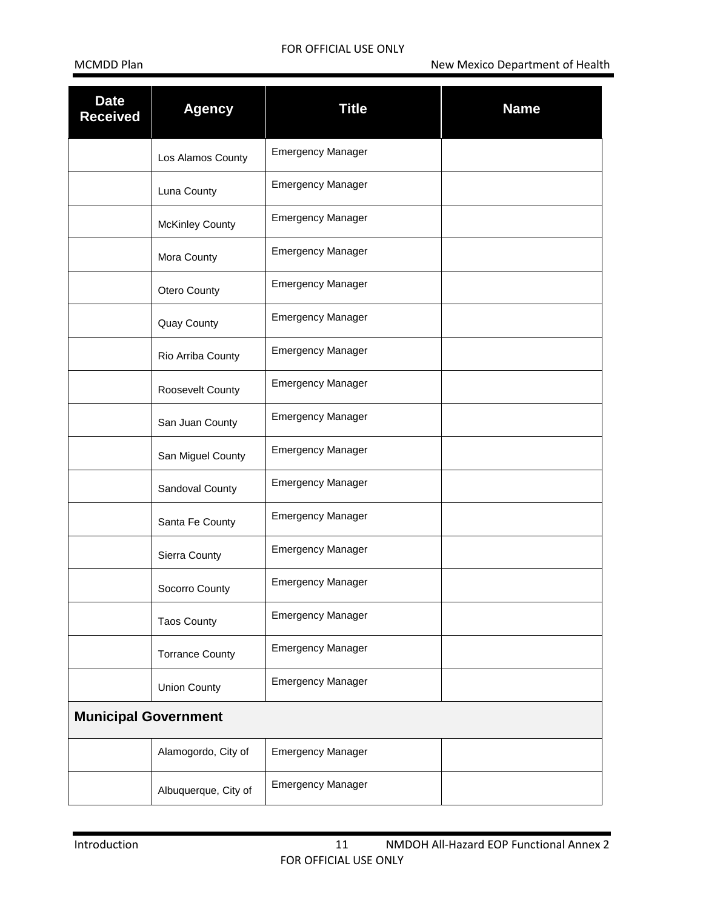| Date Received | Agency | Title | Name |
|---|---|---|---|
| | Los Alamos County | Emergency Manager | |
| | Luna County | Emergency Manager | |
| | McKinley County | Emergency Manager | |
| | Mora County | Emergency Manager | |
| | Otero County | Emergency Manager | |
| | Quay County | Emergency Manager | |
| | Rio Arriba County | Emergency Manager | |
| | Roosevelt County | Emergency Manager | |
| | San Juan County | Emergency Manager | |
| | San Miguel County | Emergency Manager | |
| | Sandoval County | Emergency Manager | |
| | Santa Fe County | Emergency Manager | |
| | Sierra County | Emergency Manager | |
| | Socorro County | Emergency Manager | |
| | Taos County | Emergency Manager | |
| | Torrance County | Emergency Manager | |
| | Union County | Emergency Manager | |
| **Municipal Government** | | | |
| | Alamogordo, City of | Emergency Manager | |
| | Albuquerque, City of | Emergency Manager | |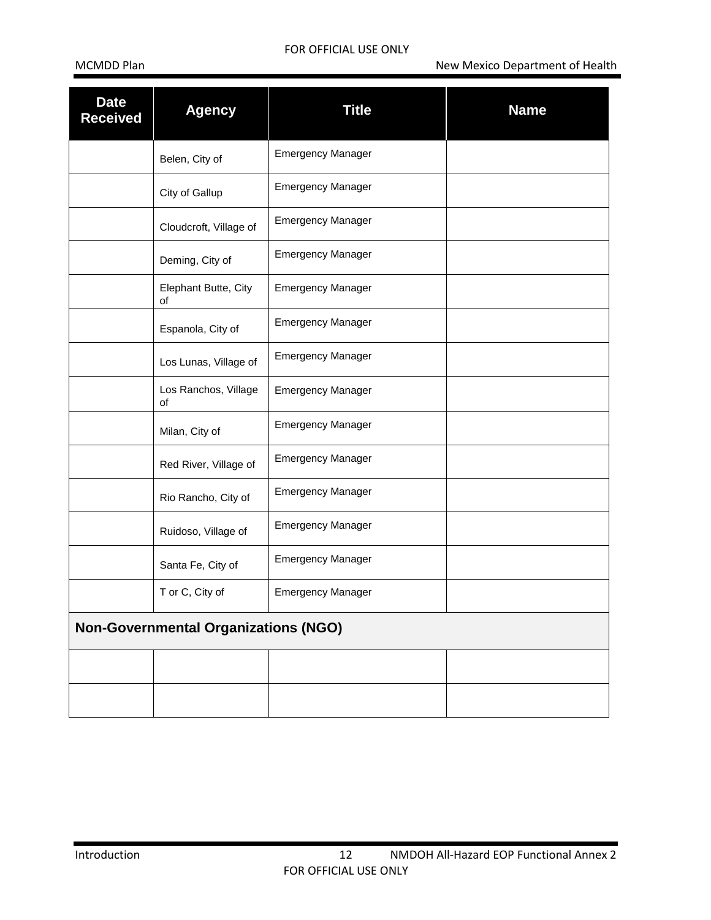| Date Received | Agency | Title | Name |
|---|---|---|---|
| | Belen, City of | Emergency Manager | |
| | City of Gallup | Emergency Manager | |
| | Cloudcroft, Village of | Emergency Manager | |
| | Deming, City of | Emergency Manager | |
| | Elephant Butte, City of | Emergency Manager | |
| | Espanola, City of | Emergency Manager | |
| | Los Lunas, Village of | Emergency Manager | |
| | Los Ranchos, Village of | Emergency Manager | |
| | Milan, City of | Emergency Manager | |
| | Red River, Village of | Emergency Manager | |
| | Rio Rancho, City of | Emergency Manager | |
| | Ruidoso, Village of | Emergency Manager | |
| | Santa Fe, City of | Emergency Manager | |
| | T or C, City of | Emergency Manager | |
| **Non-Governmental Organizations (NGO)** | | | |
| | | | |
| | | | |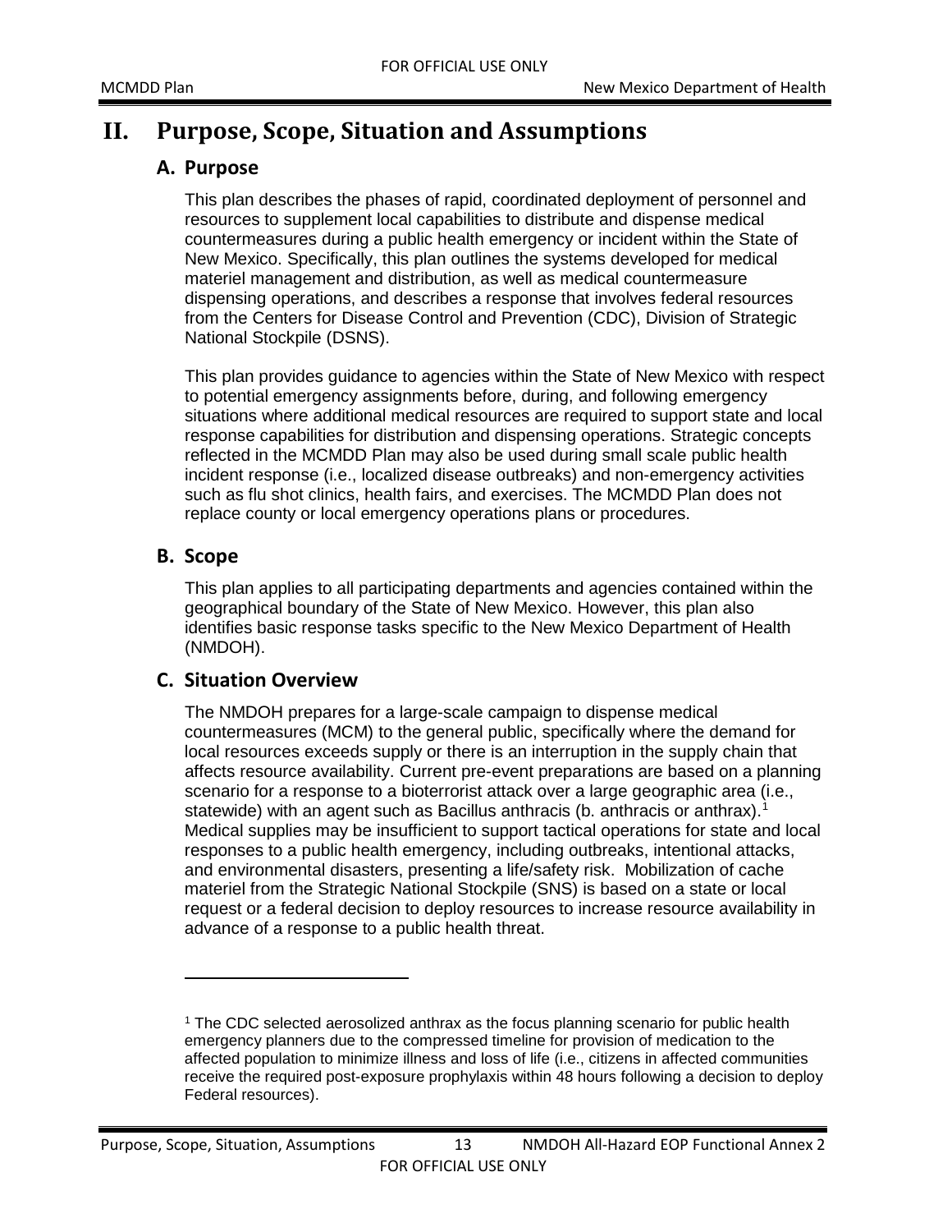# II. Purpose, Scope, Situation and Assumptions

## A. Purpose

This plan describes the phases of rapid, coordinated deployment of personnel and resources to supplement local capabilities to distribute and dispense medical countermeasures during a public health emergency or incident within the State of New Mexico. Specifically, this plan outlines the systems developed for medical materiel management and distribution, as well as medical countermeasure dispensing operations, and describes a response that involves federal resources from the Centers for Disease Control and Prevention (CDC), Division of Strategic National Stockpile (DSNS).

This plan provides guidance to agencies within the State of New Mexico with respect to potential emergency assignments before, during, and following emergency situations where additional medical resources are required to support state and local response capabilities for distribution and dispensing operations. Strategic concepts reflected in the MCMDD Plan may also be used during small scale public health incident response (i.e., localized disease outbreaks) and non-emergency activities such as flu shot clinics, health fairs, and exercises. The MCMDD Plan does not replace county or local emergency operations plans or procedures.

## B. Scope

This plan applies to all participating departments and agencies contained within the geographical boundary of the State of New Mexico. However, this plan also identifies basic response tasks specific to the New Mexico Department of Health (NMDOH).

## C. Situation Overview

The NMDOH prepares for a large-scale campaign to dispense medical countermeasures (MCM) to the general public, specifically where the demand for local resources exceeds supply or there is an interruption in the supply chain that affects resource availability. Current pre-event preparations are based on a planning scenario for a response to a bioterrorist attack over a large geographic area (i.e., statewide) with an agent such as Bacillus anthracis (b. anthracis or anthrax).[1] Medical supplies may be insufficient to support tactical operations for state and local responses to a public health emergency, including outbreaks, intentional attacks, and environmental disasters, presenting a life/safety risk. Mobilization of cache materiel from the Strategic National Stockpile (SNS) is based on a state or local request or a federal decision to deploy resources to increase resource availability in advance of a response to a public health threat.

---

[1] The CDC selected aerosolized anthrax as the focus planning scenario for public health emergency planners due to the compressed timeline for provision of medication to the affected population to minimize illness and loss of life (i.e., citizens in affected communities receive the required post-exposure prophylaxis within 48 hours following a decision to deploy Federal resources).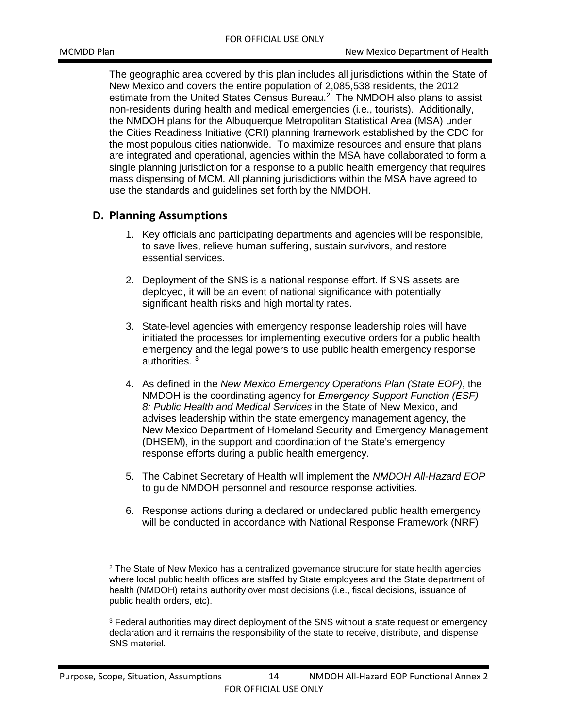The geographic area covered by this plan includes all jurisdictions within the State of New Mexico and covers the entire population of 2,085,538 residents, the 2012 estimate from the United States Census Bureau.[2] The NMDOH also plans to assist non-residents during health and medical emergencies (i.e., tourists). Additionally, the NMDOH plans for the Albuquerque Metropolitan Statistical Area (MSA) under the Cities Readiness Initiative (CRI) planning framework established by the CDC for the most populous cities nationwide. To maximize resources and ensure that plans are integrated and operational, agencies within the MSA have collaborated to form a single planning jurisdiction for a response to a public health emergency that requires mass dispensing of MCM. All planning jurisdictions within the MSA have agreed to use the standards and guidelines set forth by the NMDOH.

## D. Planning Assumptions

1. Key officials and participating departments and agencies will be responsible, to save lives, relieve human suffering, sustain survivors, and restore essential services.

2. Deployment of the SNS is a national response effort. If SNS assets are deployed, it will be an event of national significance with potentially significant health risks and high mortality rates.

3. State-level agencies with emergency response leadership roles will have initiated the processes for implementing executive orders for a public health emergency and the legal powers to use public health emergency response authorities. [3]

4. As defined in the *New Mexico Emergency Operations Plan (State EOP)*, the NMDOH is the coordinating agency for *Emergency Support Function (ESF) 8: Public Health and Medical Services* in the State of New Mexico, and advises leadership within the state emergency management agency, the New Mexico Department of Homeland Security and Emergency Management (DHSEM), in the support and coordination of the State's emergency response efforts during a public health emergency.

5. The Cabinet Secretary of Health will implement the *NMDOH All-Hazard EOP* to guide NMDOH personnel and resource response activities.

6. Response actions during a declared or undeclared public health emergency will be conducted in accordance with National Response Framework (NRF)

---

[2] The State of New Mexico has a centralized governance structure for state health agencies where local public health offices are staffed by State employees and the State department of health (NMDOH) retains authority over most decisions (i.e., fiscal decisions, issuance of public health orders, etc).

[3] Federal authorities may direct deployment of the SNS without a state request or emergency declaration and it remains the responsibility of the state to receive, distribute, and dispense SNS materiel.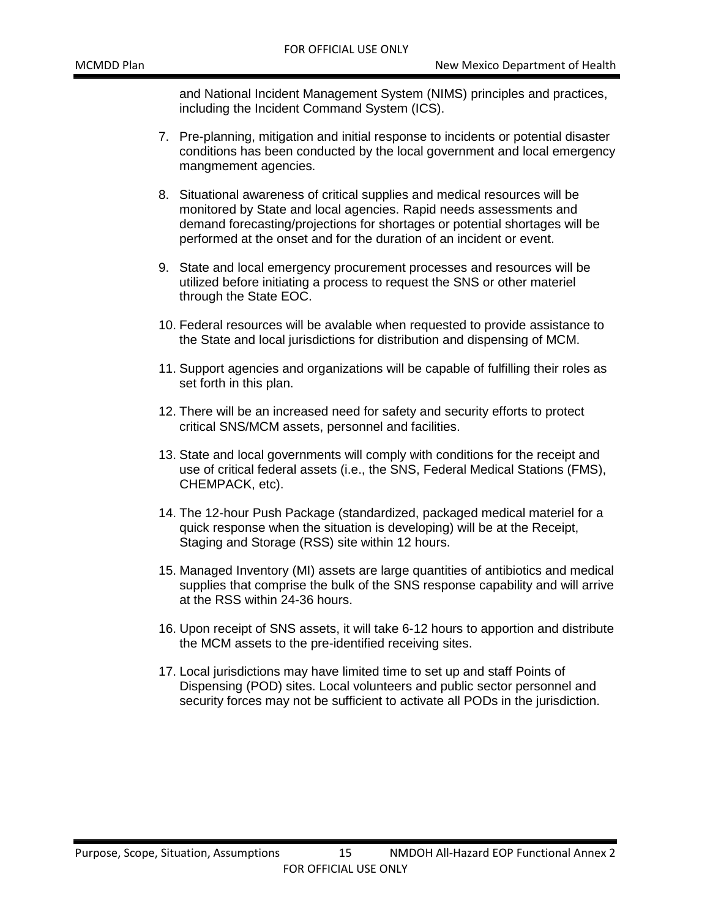and National Incident Management System (NIMS) principles and practices, including the Incident Command System (ICS).

7. Pre-planning, mitigation and initial response to incidents or potential disaster conditions has been conducted by the local government and local emergency mangmement agencies.

8. Situational awareness of critical supplies and medical resources will be monitored by State and local agencies. Rapid needs assessments and demand forecasting/projections for shortages or potential shortages will be performed at the onset and for the duration of an incident or event.

9. State and local emergency procurement processes and resources will be utilized before initiating a process to request the SNS or other materiel through the State EOC.

10. Federal resources will be avalable when requested to provide assistance to the State and local jurisdictions for distribution and dispensing of MCM.

11. Support agencies and organizations will be capable of fulfilling their roles as set forth in this plan.

12. There will be an increased need for safety and security efforts to protect critical SNS/MCM assets, personnel and facilities.

13. State and local governments will comply with conditions for the receipt and use of critical federal assets (i.e., the SNS, Federal Medical Stations (FMS), CHEMPACK, etc).

14. The 12-hour Push Package (standardized, packaged medical materiel for a quick response when the situation is developing) will be at the Receipt, Staging and Storage (RSS) site within 12 hours.

15. Managed Inventory (MI) assets are large quantities of antibiotics and medical supplies that comprise the bulk of the SNS response capability and will arrive at the RSS within 24-36 hours.

16. Upon receipt of SNS assets, it will take 6-12 hours to apportion and distribute the MCM assets to the pre-identified receiving sites.

17. Local jurisdictions may have limited time to set up and staff Points of Dispensing (POD) sites. Local volunteers and public sector personnel and security forces may not be sufficient to activate all PODs in the jurisdiction.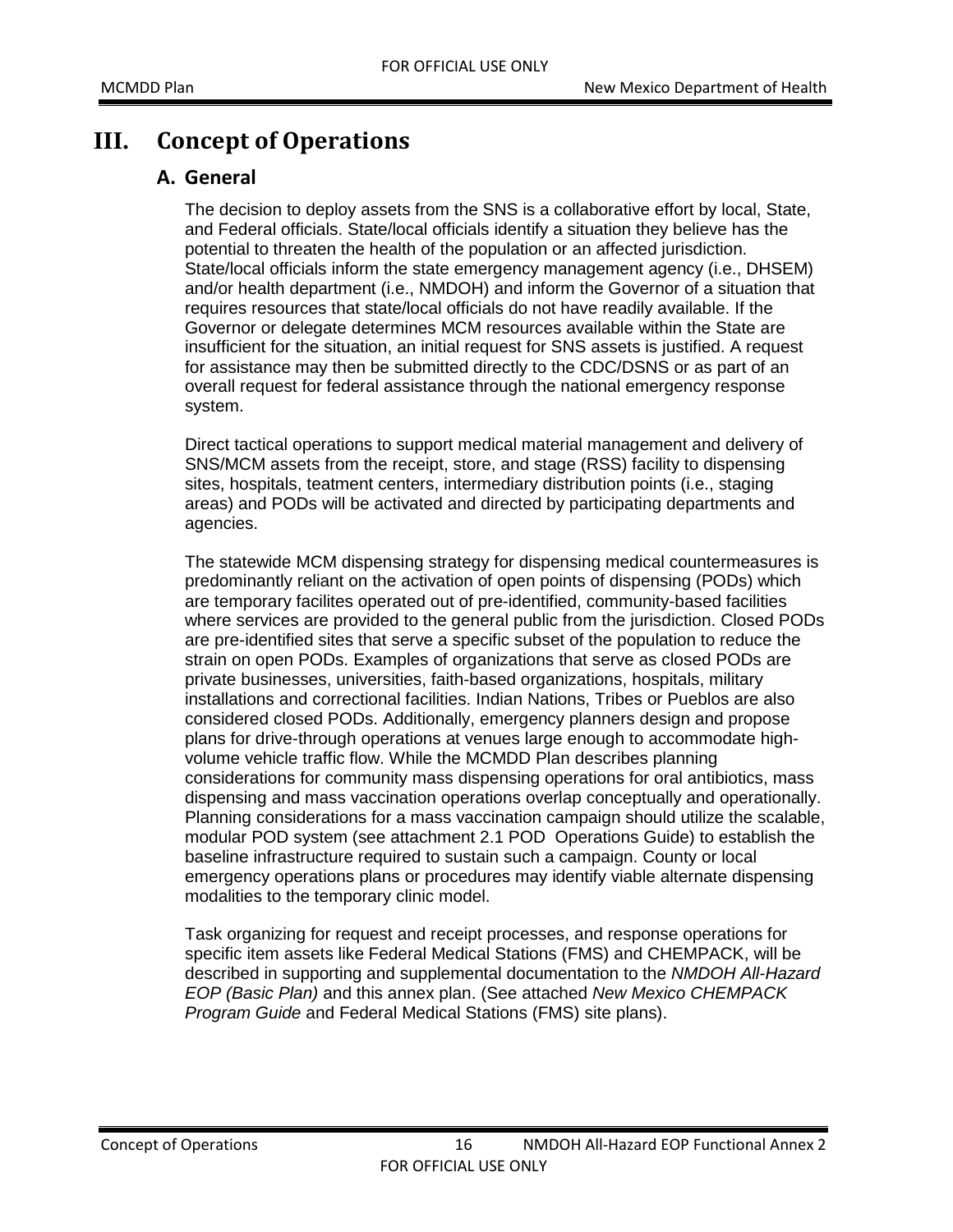# III. Concept of Operations

## A. General

The decision to deploy assets from the SNS is a collaborative effort by local, State, and Federal officials. State/local officials identify a situation they believe has the potential to threaten the health of the population or an affected jurisdiction. State/local officials inform the state emergency management agency (i.e., DHSEM) and/or health department (i.e., NMDOH) and inform the Governor of a situation that requires resources that state/local officials do not have readily available. If the Governor or delegate determines MCM resources available within the State are insufficient for the situation, an initial request for SNS assets is justified. A request for assistance may then be submitted directly to the CDC/DSNS or as part of an overall request for federal assistance through the national emergency response system.

Direct tactical operations to support medical material management and delivery of SNS/MCM assets from the receipt, store, and stage (RSS) facility to dispensing sites, hospitals, teatment centers, intermediary distribution points (i.e., staging areas) and PODs will be activated and directed by participating departments and agencies.

The statewide MCM dispensing strategy for dispensing medical countermeasures is predominantly reliant on the activation of open points of dispensing (PODs) which are temporary facilites operated out of pre-identified, community-based facilities where services are provided to the general public from the jurisdiction. Closed PODs are pre-identified sites that serve a specific subset of the population to reduce the strain on open PODs. Examples of organizations that serve as closed PODs are private businesses, universities, faith-based organizations, hospitals, military installations and correctional facilities. Indian Nations, Tribes or Pueblos are also considered closed PODs. Additionally, emergency planners design and propose plans for drive-through operations at venues large enough to accommodate high-volume vehicle traffic flow. While the MCMDD Plan describes planning considerations for community mass dispensing operations for oral antibiotics, mass dispensing and mass vaccination operations overlap conceptually and operationally. Planning considerations for a mass vaccination campaign should utilize the scalable, modular POD system (see attachment 2.1 POD Operations Guide) to establish the baseline infrastructure required to sustain such a campaign. County or local emergency operations plans or procedures may identify viable alternate dispensing modalities to the temporary clinic model.

Task organizing for request and receipt processes, and response operations for specific item assets like Federal Medical Stations (FMS) and CHEMPACK, will be described in supporting and supplemental documentation to the *NMDOH All-Hazard EOP (Basic Plan)* and this annex plan. (See attached *New Mexico CHEMPACK Program Guide* and Federal Medical Stations (FMS) site plans).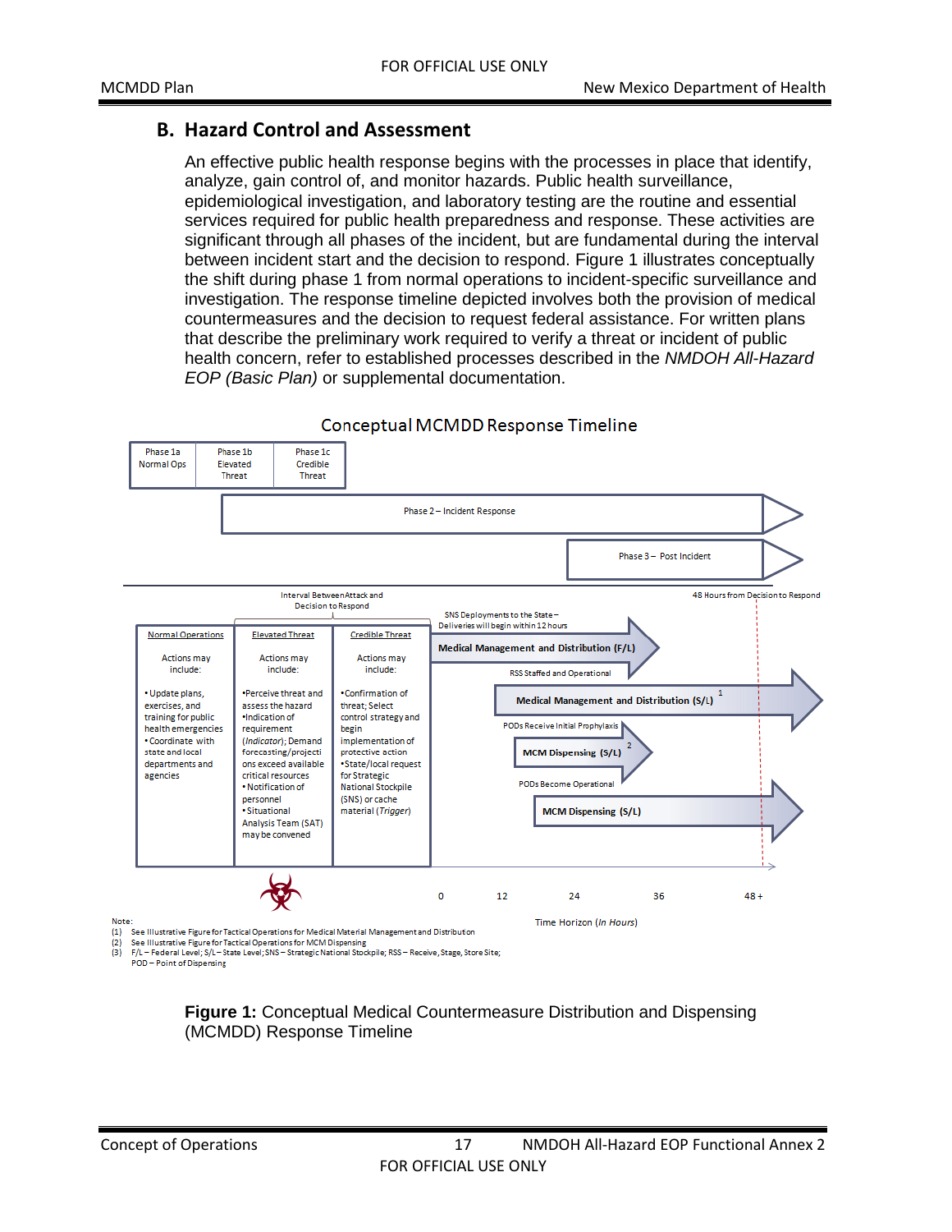## B. Hazard Control and Assessment

An effective public health response begins with the processes in place that identify, analyze, gain control of, and monitor hazards. Public health surveillance, epidemiological investigation, and laboratory testing are the routine and essential services required for public health preparedness and response. These activities are significant through all phases of the incident, but are fundamental during the interval between incident start and the decision to respond. Figure 1 illustrates conceptually the shift during phase 1 from normal operations to incident-specific surveillance and investigation. The response timeline depicted involves both the provision of medical countermeasures and the decision to request federal assistance. For written plans that describe the preliminary work required to verify a threat or incident of public health concern, refer to established processes described in the *NMDOH All-Hazard EOP (Basic Plan)* or supplemental documentation.

Conceptual MCMDD Response Timeline

Phase 1a Normal Ops

Phase 1b Elevated Threat

Phase 1c Credible Threat

Phase 2 – Incident Response

Phase 3 – Post Incident

Interval Between Attack and Decision to Respond

48 Hours from Decision to Respond

Normal Operations

Actions may include:

- Update plans, exercises, and training for public health emergencies
- Coordinate with state and local departments and agencies

Elevated Threat

Actions may include:

- Perceive threat and assess the hazard
- Indication of requirement (*Indicator*); Demand forecasting/projections exceed available critical resources
- Notification of personnel
- Situational Analysis Team (SAT) may be convened

Credible Threat

Actions may include:

- Confirmation of threat; Select control strategy and begin implementation of protective action
- State/local request for Strategic National Stockpile (SNS) or cache material (*Trigger*)

SNS Deployments to the State – Deliveries will begin within 12 hours

Medical Management and Distribution (F/L)

RSS Staffed and Operational

Medical Management and Distribution (S/L) [1]

PODs Receive Initial Prophylaxis

MCM Dispensing (S/L) [2]

PODs Become Operational

MCM Dispensing (S/L)

0 12 24 36 48+

Time Horizon (*In Hours*)

Note:
(1) See Illustrative Figure for Tactical Operations for Medical Material Management and Distribution
(2) See Illustrative Figure for Tactical Operations for MCM Dispensing
(3) F/L – Federal Level; S/L – State Level; SNS – Strategic National Stockpile; RSS – Receive, Stage, Store Site; POD – Point of Dispensing

**Figure 1:** Conceptual Medical Countermeasure Distribution and Dispensing (MCMDD) Response Timeline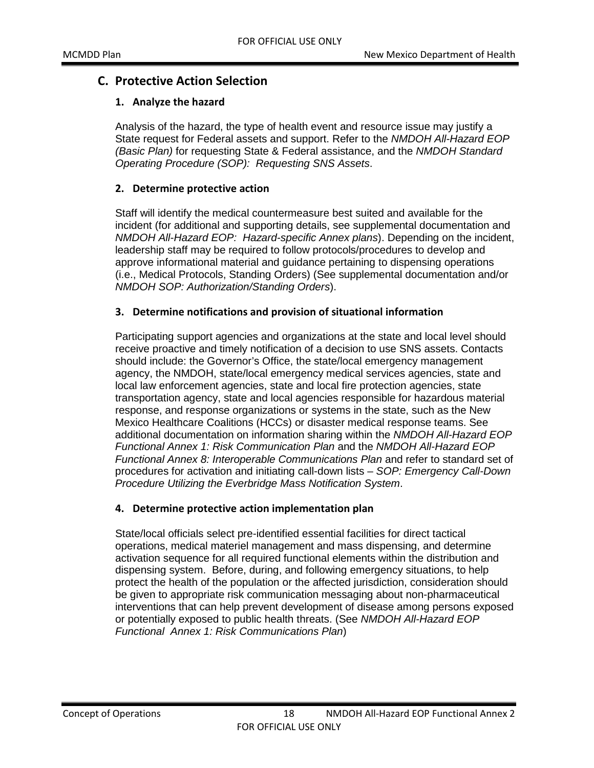## C. Protective Action Selection

### 1. Analyze the hazard

Analysis of the hazard, the type of health event and resource issue may justify a State request for Federal assets and support. Refer to the *NMDOH All-Hazard EOP (Basic Plan)* for requesting State & Federal assistance, and the *NMDOH Standard Operating Procedure (SOP): Requesting SNS Assets*.

### 2. Determine protective action

Staff will identify the medical countermeasure best suited and available for the incident (for additional and supporting details, see supplemental documentation and *NMDOH All-Hazard EOP: Hazard-specific Annex plans*). Depending on the incident, leadership staff may be required to follow protocols/procedures to develop and approve informational material and guidance pertaining to dispensing operations (i.e., Medical Protocols, Standing Orders) (See supplemental documentation and/or *NMDOH SOP: Authorization/Standing Orders*).

### 3. Determine notifications and provision of situational information

Participating support agencies and organizations at the state and local level should receive proactive and timely notification of a decision to use SNS assets. Contacts should include: the Governor's Office, the state/local emergency management agency, the NMDOH, state/local emergency medical services agencies, state and local law enforcement agencies, state and local fire protection agencies, state transportation agency, state and local agencies responsible for hazardous material response, and response organizations or systems in the state, such as the New Mexico Healthcare Coalitions (HCCs) or disaster medical response teams. See additional documentation on information sharing within the *NMDOH All-Hazard EOP Functional Annex 1: Risk Communication Plan* and the *NMDOH All-Hazard EOP Functional Annex 8: Interoperable Communications Plan* and refer to standard set of procedures for activation and initiating call-down lists – *SOP: Emergency Call-Down Procedure Utilizing the Everbridge Mass Notification System*.

### 4. Determine protective action implementation plan

State/local officials select pre-identified essential facilities for direct tactical operations, medical materiel management and mass dispensing, and determine activation sequence for all required functional elements within the distribution and dispensing system. Before, during, and following emergency situations, to help protect the health of the population or the affected jurisdiction, consideration should be given to appropriate risk communication messaging about non-pharmaceutical interventions that can help prevent development of disease among persons exposed or potentially exposed to public health threats. (See *NMDOH All-Hazard EOP Functional Annex 1: Risk Communications Plan*)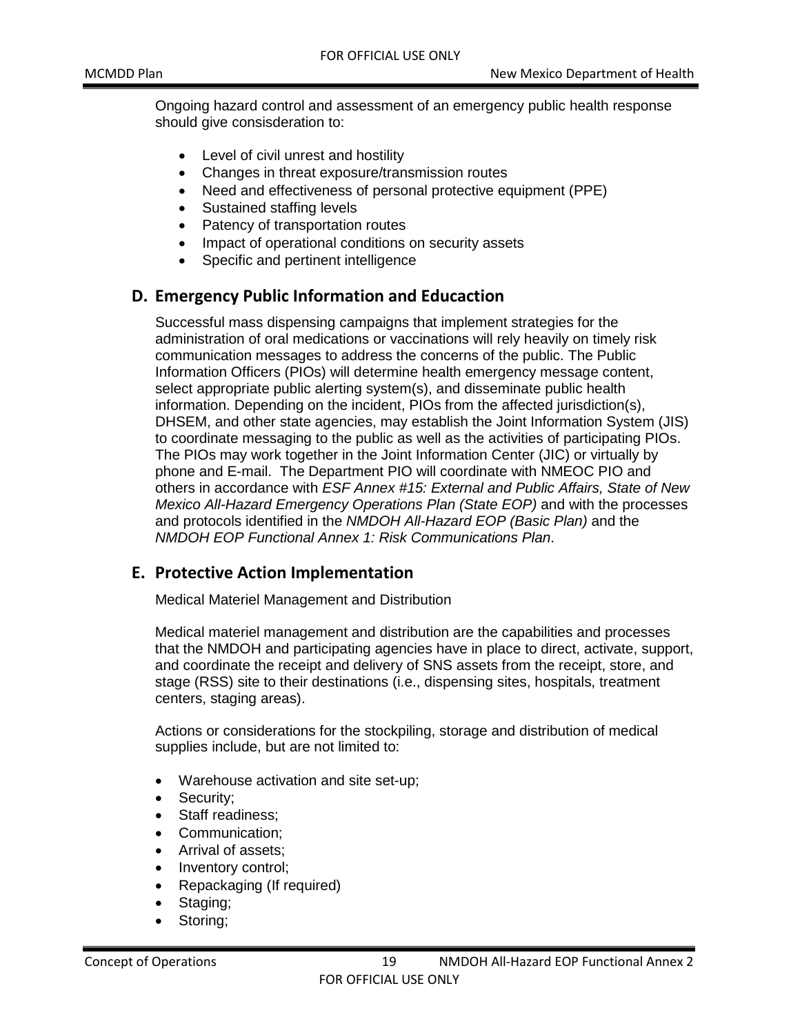Ongoing hazard control and assessment of an emergency public health response should give consisderation to:

- Level of civil unrest and hostility
- Changes in threat exposure/transmission routes
- Need and effectiveness of personal protective equipment (PPE)
- Sustained staffing levels
- Patency of transportation routes
- Impact of operational conditions on security assets
- Specific and pertinent intelligence

## D. Emergency Public Information and Educaction

Successful mass dispensing campaigns that implement strategies for the administration of oral medications or vaccinations will rely heavily on timely risk communication messages to address the concerns of the public. The Public Information Officers (PIOs) will determine health emergency message content, select appropriate public alerting system(s), and disseminate public health information. Depending on the incident, PIOs from the affected jurisdiction(s), DHSEM, and other state agencies, may establish the Joint Information System (JIS) to coordinate messaging to the public as well as the activities of participating PIOs. The PIOs may work together in the Joint Information Center (JIC) or virtually by phone and E-mail. The Department PIO will coordinate with NMEOC PIO and others in accordance with *ESF Annex #15: External and Public Affairs, State of New Mexico All-Hazard Emergency Operations Plan (State EOP)* and with the processes and protocols identified in the *NMDOH All-Hazard EOP (Basic Plan)* and the *NMDOH EOP Functional Annex 1: Risk Communications Plan*.

## E. Protective Action Implementation

Medical Materiel Management and Distribution

Medical materiel management and distribution are the capabilities and processes that the NMDOH and participating agencies have in place to direct, activate, support, and coordinate the receipt and delivery of SNS assets from the receipt, store, and stage (RSS) site to their destinations (i.e., dispensing sites, hospitals, treatment centers, staging areas).

Actions or considerations for the stockpiling, storage and distribution of medical supplies include, but are not limited to:

- Warehouse activation and site set-up;
- Security;
- Staff readiness;
- Communication;
- Arrival of assets;
- Inventory control;
- Repackaging (If required)
- Staging;
- Storing;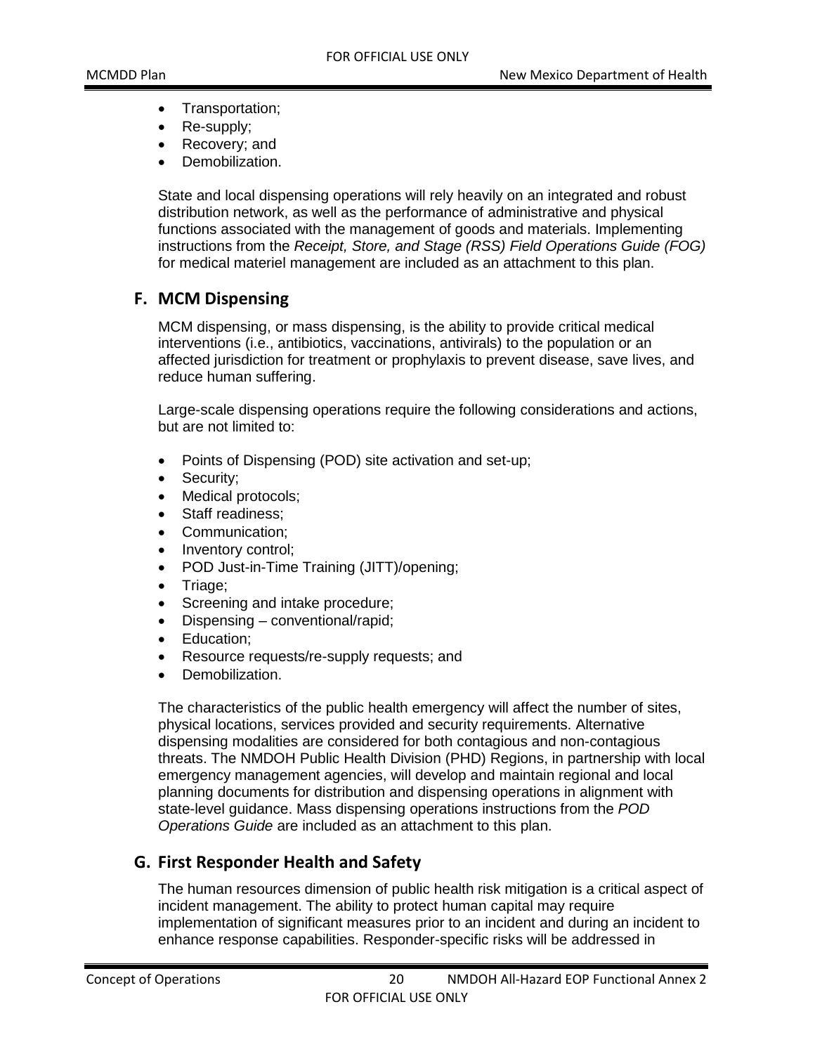- Transportation;
- Re-supply;
- Recovery; and
- Demobilization.

State and local dispensing operations will rely heavily on an integrated and robust distribution network, as well as the performance of administrative and physical functions associated with the management of goods and materials. Implementing instructions from the *Receipt, Store, and Stage (RSS) Field Operations Guide (FOG)* for medical materiel management are included as an attachment to this plan.

## F. MCM Dispensing

MCM dispensing, or mass dispensing, is the ability to provide critical medical interventions (i.e., antibiotics, vaccinations, antivirals) to the population or an affected jurisdiction for treatment or prophylaxis to prevent disease, save lives, and reduce human suffering.

Large-scale dispensing operations require the following considerations and actions, but are not limited to:

- Points of Dispensing (POD) site activation and set-up;
- Security;
- Medical protocols;
- Staff readiness;
- Communication;
- Inventory control;
- POD Just-in-Time Training (JITT)/opening;
- Triage;
- Screening and intake procedure;
- Dispensing – conventional/rapid;
- Education;
- Resource requests/re-supply requests; and
- Demobilization.

The characteristics of the public health emergency will affect the number of sites, physical locations, services provided and security requirements. Alternative dispensing modalities are considered for both contagious and non-contagious threats. The NMDOH Public Health Division (PHD) Regions, in partnership with local emergency management agencies, will develop and maintain regional and local planning documents for distribution and dispensing operations in alignment with state-level guidance. Mass dispensing operations instructions from the *POD Operations Guide* are included as an attachment to this plan.

## G. First Responder Health and Safety

The human resources dimension of public health risk mitigation is a critical aspect of incident management. The ability to protect human capital may require implementation of significant measures prior to an incident and during an incident to enhance response capabilities. Responder-specific risks will be addressed in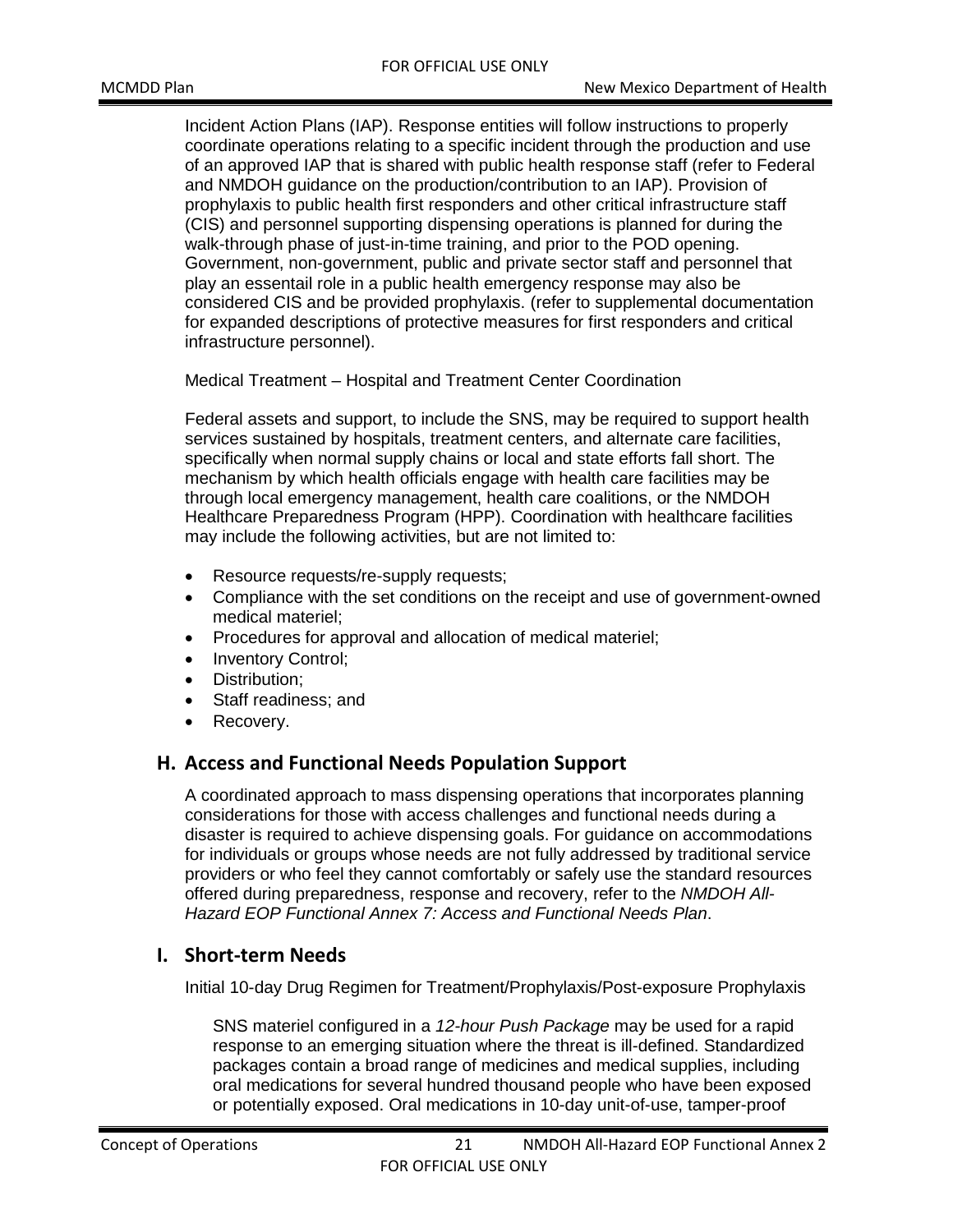Incident Action Plans (IAP). Response entities will follow instructions to properly coordinate operations relating to a specific incident through the production and use of an approved IAP that is shared with public health response staff (refer to Federal and NMDOH guidance on the production/contribution to an IAP). Provision of prophylaxis to public health first responders and other critical infrastructure staff (CIS) and personnel supporting dispensing operations is planned for during the walk-through phase of just-in-time training, and prior to the POD opening. Government, non-government, public and private sector staff and personnel that play an essential role in a public health emergency response may also be considered CIS and be provided prophylaxis. (refer to supplemental documentation for expanded descriptions of protective measures for first responders and critical infrastructure personnel).

Medical Treatment – Hospital and Treatment Center Coordination

Federal assets and support, to include the SNS, may be required to support health services sustained by hospitals, treatment centers, and alternate care facilities, specifically when normal supply chains or local and state efforts fall short. The mechanism by which health officials engage with health care facilities may be through local emergency management, health care coalitions, or the NMDOH Healthcare Preparedness Program (HPP). Coordination with healthcare facilities may include the following activities, but are not limited to:

- Resource requests/re-supply requests;
- Compliance with the set conditions on the receipt and use of government-owned medical materiel;
- Procedures for approval and allocation of medical materiel;
- Inventory Control;
- Distribution;
- Staff readiness; and
- Recovery.

## H. Access and Functional Needs Population Support

A coordinated approach to mass dispensing operations that incorporates planning considerations for those with access challenges and functional needs during a disaster is required to achieve dispensing goals. For guidance on accommodations for individuals or groups whose needs are not fully addressed by traditional service providers or who feel they cannot comfortably or safely use the standard resources offered during preparedness, response and recovery, refer to the *NMDOH All-Hazard EOP Functional Annex 7: Access and Functional Needs Plan*.

## I. Short-term Needs

Initial 10-day Drug Regimen for Treatment/Prophylaxis/Post-exposure Prophylaxis

SNS materiel configured in a *12-hour Push Package* may be used for a rapid response to an emerging situation where the threat is ill-defined. Standardized packages contain a broad range of medicines and medical supplies, including oral medications for several hundred thousand people who have been exposed or potentially exposed. Oral medications in 10-day unit-of-use, tamper-proof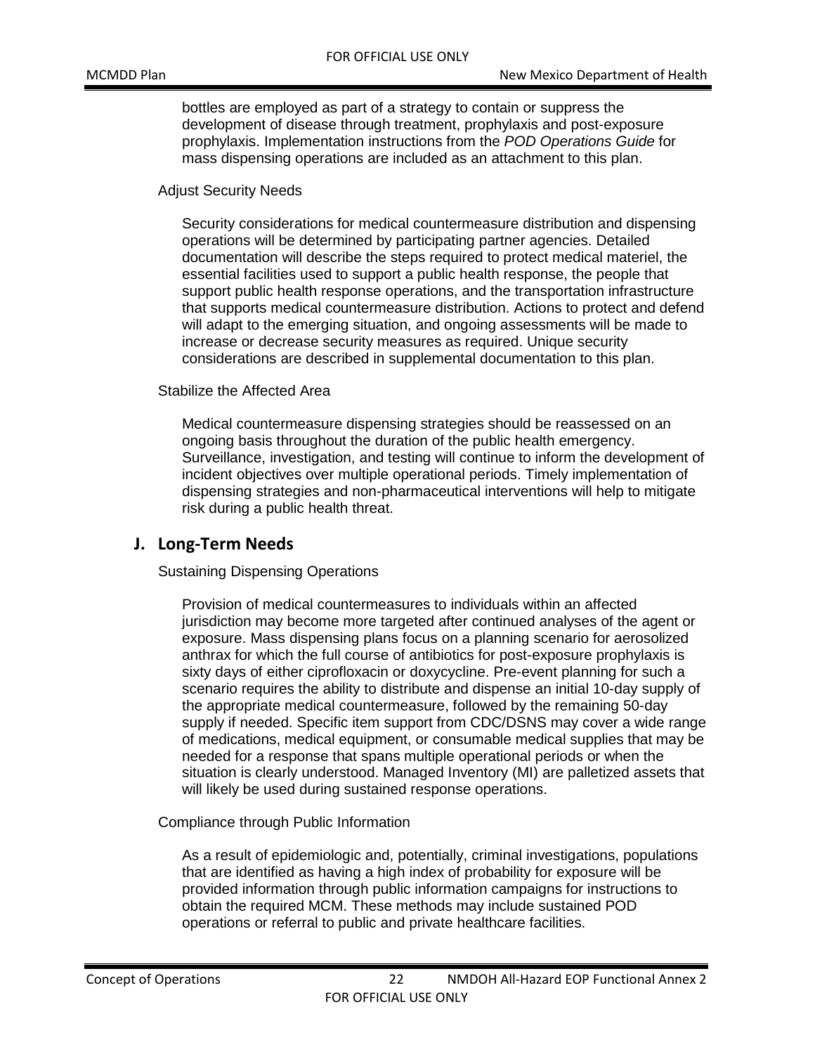bottles are employed as part of a strategy to contain or suppress the development of disease through treatment, prophylaxis and post-exposure prophylaxis. Implementation instructions from the *POD Operations Guide* for mass dispensing operations are included as an attachment to this plan.

Adjust Security Needs

Security considerations for medical countermeasure distribution and dispensing operations will be determined by participating partner agencies. Detailed documentation will describe the steps required to protect medical materiel, the essential facilities used to support a public health response, the people that support public health response operations, and the transportation infrastructure that supports medical countermeasure distribution. Actions to protect and defend will adapt to the emerging situation, and ongoing assessments will be made to increase or decrease security measures as required. Unique security considerations are described in supplemental documentation to this plan.

Stabilize the Affected Area

Medical countermeasure dispensing strategies should be reassessed on an ongoing basis throughout the duration of the public health emergency. Surveillance, investigation, and testing will continue to inform the development of incident objectives over multiple operational periods. Timely implementation of dispensing strategies and non-pharmaceutical interventions will help to mitigate risk during a public health threat.

## J. Long-Term Needs

Sustaining Dispensing Operations

Provision of medical countermeasures to individuals within an affected jurisdiction may become more targeted after continued analyses of the agent or exposure. Mass dispensing plans focus on a planning scenario for aerosolized anthrax for which the full course of antibiotics for post-exposure prophylaxis is sixty days of either ciprofloxacin or doxycycline. Pre-event planning for such a scenario requires the ability to distribute and dispense an initial 10-day supply of the appropriate medical countermeasure, followed by the remaining 50-day supply if needed. Specific item support from CDC/DSNS may cover a wide range of medications, medical equipment, or consumable medical supplies that may be needed for a response that spans multiple operational periods or when the situation is clearly understood. Managed Inventory (MI) are palletized assets that will likely be used during sustained response operations.

Compliance through Public Information

As a result of epidemiologic and, potentially, criminal investigations, populations that are identified as having a high index of probability for exposure will be provided information through public information campaigns for instructions to obtain the required MCM. These methods may include sustained POD operations or referral to public and private healthcare facilities.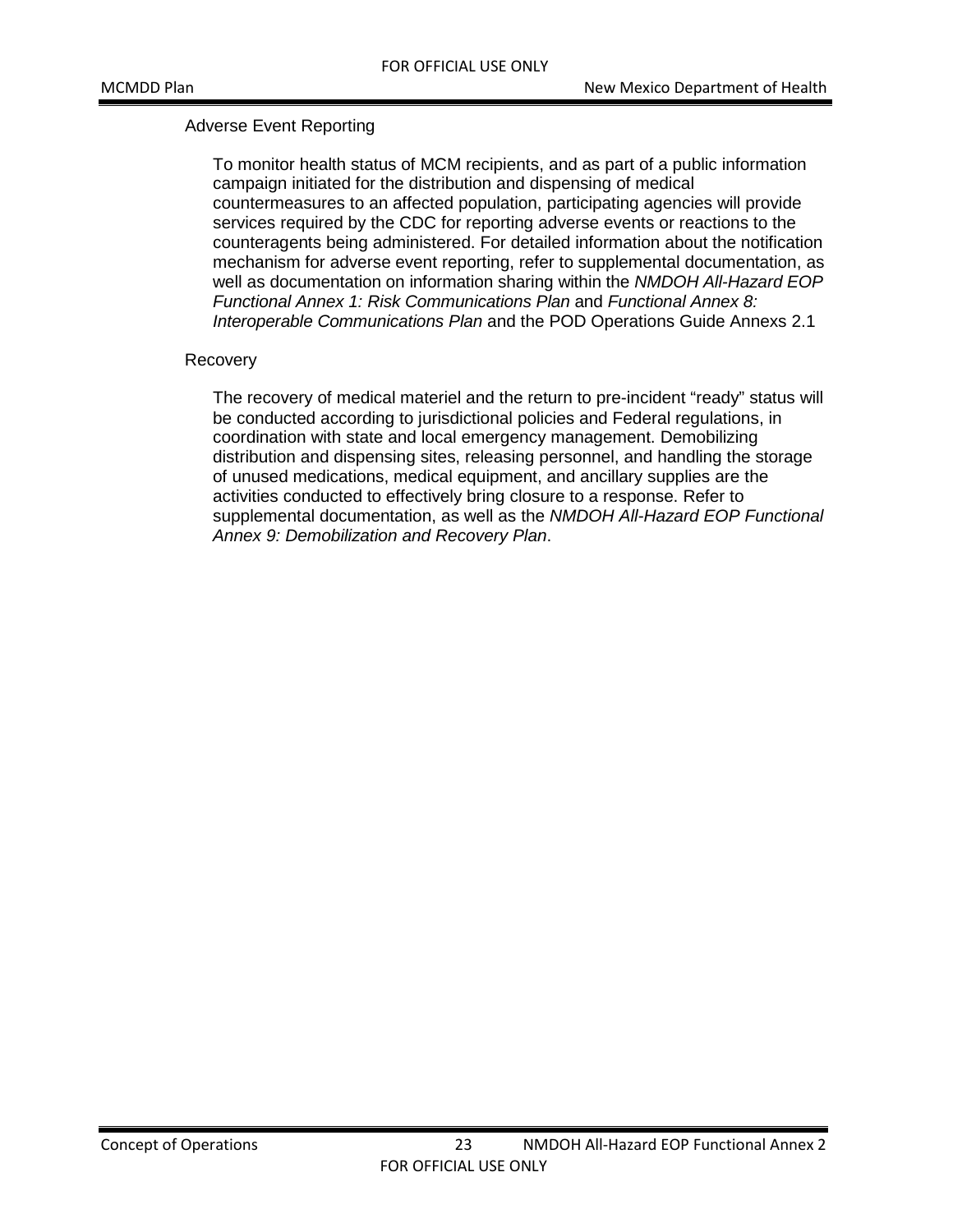### Adverse Event Reporting

To monitor health status of MCM recipients, and as part of a public information campaign initiated for the distribution and dispensing of medical countermeasures to an affected population, participating agencies will provide services required by the CDC for reporting adverse events or reactions to the counteragents being administered. For detailed information about the notification mechanism for adverse event reporting, refer to supplemental documentation, as well as documentation on information sharing within the *NMDOH All-Hazard EOP Functional Annex 1: Risk Communications Plan* and *Functional Annex 8: Interoperable Communications Plan* and the POD Operations Guide Annexs 2.1

### Recovery

The recovery of medical materiel and the return to pre-incident “ready” status will be conducted according to jurisdictional policies and Federal regulations, in coordination with state and local emergency management. Demobilizing distribution and dispensing sites, releasing personnel, and handling the storage of unused medications, medical equipment, and ancillary supplies are the activities conducted to effectively bring closure to a response. Refer to supplemental documentation, as well as the *NMDOH All-Hazard EOP Functional Annex 9: Demobilization and Recovery Plan*.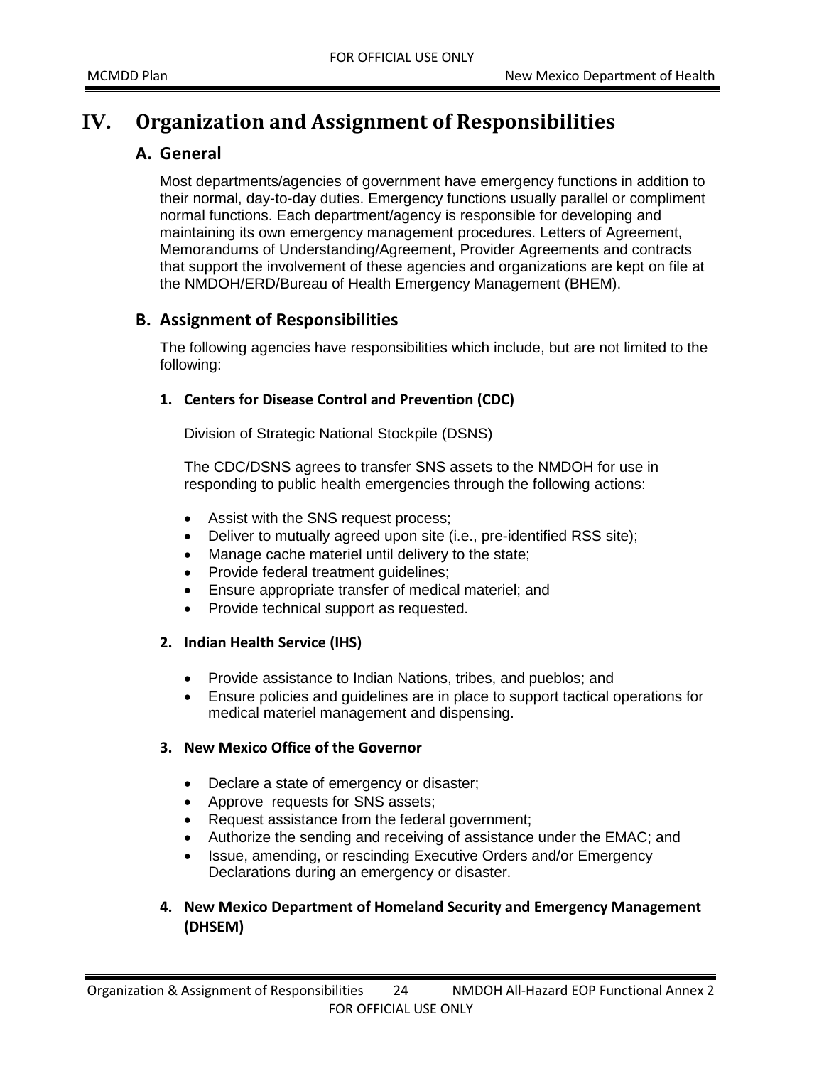# IV. Organization and Assignment of Responsibilities

## A. General

Most departments/agencies of government have emergency functions in addition to their normal, day-to-day duties. Emergency functions usually parallel or compliment normal functions. Each department/agency is responsible for developing and maintaining its own emergency management procedures. Letters of Agreement, Memorandums of Understanding/Agreement, Provider Agreements and contracts that support the involvement of these agencies and organizations are kept on file at the NMDOH/ERD/Bureau of Health Emergency Management (BHEM).

## B. Assignment of Responsibilities

The following agencies have responsibilities which include, but are not limited to the following:

### 1. Centers for Disease Control and Prevention (CDC)

Division of Strategic National Stockpile (DSNS)

The CDC/DSNS agrees to transfer SNS assets to the NMDOH for use in responding to public health emergencies through the following actions:

- Assist with the SNS request process;
- Deliver to mutually agreed upon site (i.e., pre-identified RSS site);
- Manage cache materiel until delivery to the state;
- Provide federal treatment guidelines;
- Ensure appropriate transfer of medical materiel; and
- Provide technical support as requested.

### 2. Indian Health Service (IHS)

- Provide assistance to Indian Nations, tribes, and pueblos; and
- Ensure policies and guidelines are in place to support tactical operations for medical materiel management and dispensing.

### 3. New Mexico Office of the Governor

- Declare a state of emergency or disaster;
- Approve requests for SNS assets;
- Request assistance from the federal government;
- Authorize the sending and receiving of assistance under the EMAC; and
- Issue, amending, or rescinding Executive Orders and/or Emergency Declarations during an emergency or disaster.

### 4. New Mexico Department of Homeland Security and Emergency Management (DHSEM)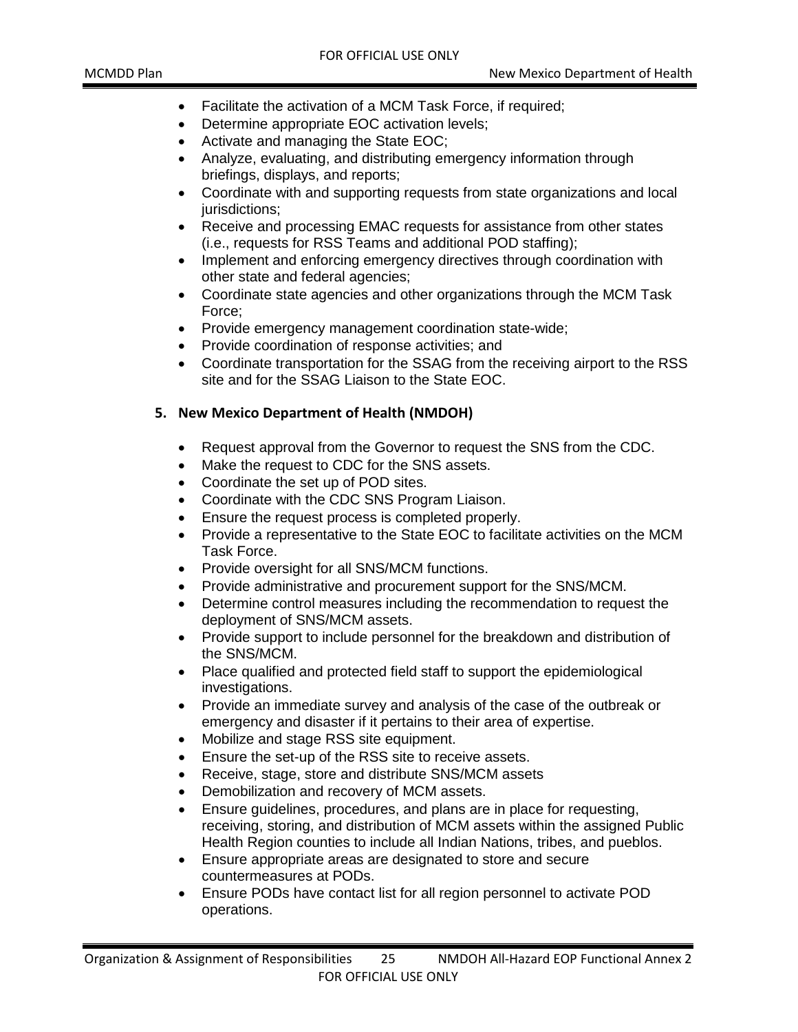- Facilitate the activation of a MCM Task Force, if required;
- Determine appropriate EOC activation levels;
- Activate and managing the State EOC;
- Analyze, evaluating, and distributing emergency information through briefings, displays, and reports;
- Coordinate with and supporting requests from state organizations and local jurisdictions;
- Receive and processing EMAC requests for assistance from other states (i.e., requests for RSS Teams and additional POD staffing);
- Implement and enforcing emergency directives through coordination with other state and federal agencies;
- Coordinate state agencies and other organizations through the MCM Task Force;
- Provide emergency management coordination state-wide;
- Provide coordination of response activities; and
- Coordinate transportation for the SSAG from the receiving airport to the RSS site and for the SSAG Liaison to the State EOC.

**5. New Mexico Department of Health (NMDOH)**

- Request approval from the Governor to request the SNS from the CDC.
- Make the request to CDC for the SNS assets.
- Coordinate the set up of POD sites.
- Coordinate with the CDC SNS Program Liaison.
- Ensure the request process is completed properly.
- Provide a representative to the State EOC to facilitate activities on the MCM Task Force.
- Provide oversight for all SNS/MCM functions.
- Provide administrative and procurement support for the SNS/MCM.
- Determine control measures including the recommendation to request the deployment of SNS/MCM assets.
- Provide support to include personnel for the breakdown and distribution of the SNS/MCM.
- Place qualified and protected field staff to support the epidemiological investigations.
- Provide an immediate survey and analysis of the case of the outbreak or emergency and disaster if it pertains to their area of expertise.
- Mobilize and stage RSS site equipment.
- Ensure the set-up of the RSS site to receive assets.
- Receive, stage, store and distribute SNS/MCM assets
- Demobilization and recovery of MCM assets.
- Ensure guidelines, procedures, and plans are in place for requesting, receiving, storing, and distribution of MCM assets within the assigned Public Health Region counties to include all Indian Nations, tribes, and pueblos.
- Ensure appropriate areas are designated to store and secure countermeasures at PODs.
- Ensure PODs have contact list for all region personnel to activate POD operations.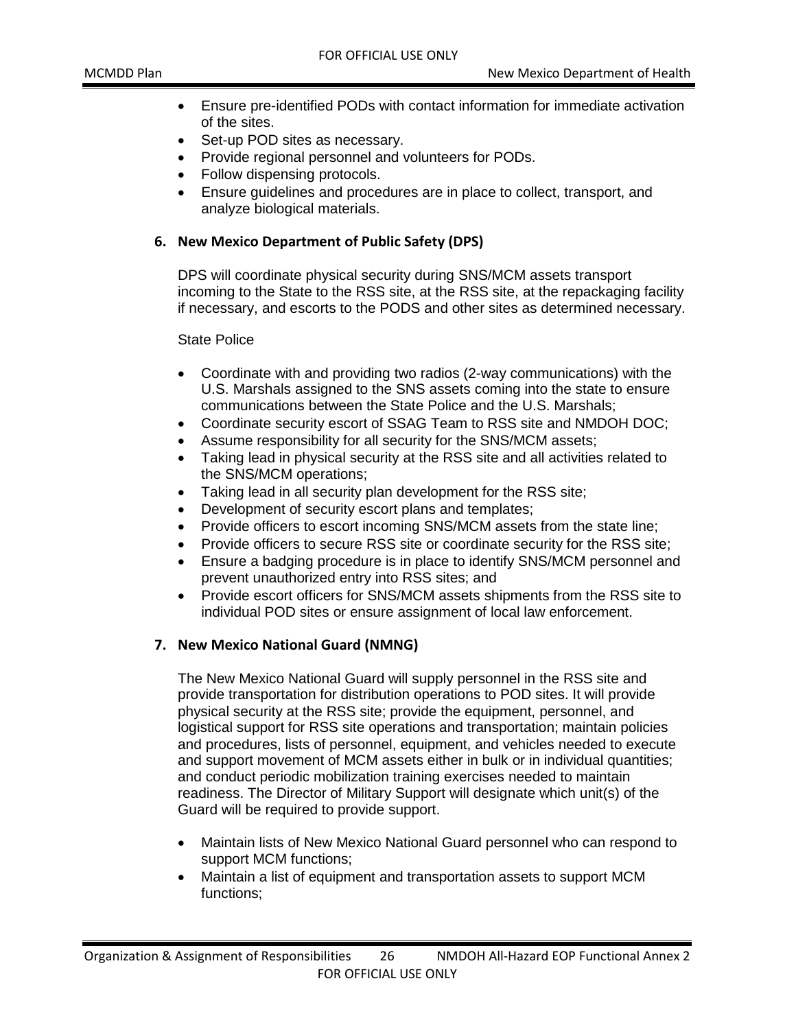- Ensure pre-identified PODs with contact information for immediate activation of the sites.
- Set-up POD sites as necessary.
- Provide regional personnel and volunteers for PODs.
- Follow dispensing protocols.
- Ensure guidelines and procedures are in place to collect, transport, and analyze biological materials.

**6. New Mexico Department of Public Safety (DPS)**

DPS will coordinate physical security during SNS/MCM assets transport incoming to the State to the RSS site, at the RSS site, at the repackaging facility if necessary, and escorts to the PODS and other sites as determined necessary.

State Police

- Coordinate with and providing two radios (2-way communications) with the U.S. Marshals assigned to the SNS assets coming into the state to ensure communications between the State Police and the U.S. Marshals;
- Coordinate security escort of SSAG Team to RSS site and NMDOH DOC;
- Assume responsibility for all security for the SNS/MCM assets;
- Taking lead in physical security at the RSS site and all activities related to the SNS/MCM operations;
- Taking lead in all security plan development for the RSS site;
- Development of security escort plans and templates;
- Provide officers to escort incoming SNS/MCM assets from the state line;
- Provide officers to secure RSS site or coordinate security for the RSS site;
- Ensure a badging procedure is in place to identify SNS/MCM personnel and prevent unauthorized entry into RSS sites; and
- Provide escort officers for SNS/MCM assets shipments from the RSS site to individual POD sites or ensure assignment of local law enforcement.

**7. New Mexico National Guard (NMNG)**

The New Mexico National Guard will supply personnel in the RSS site and provide transportation for distribution operations to POD sites. It will provide physical security at the RSS site; provide the equipment, personnel, and logistical support for RSS site operations and transportation; maintain policies and procedures, lists of personnel, equipment, and vehicles needed to execute and support movement of MCM assets either in bulk or in individual quantities; and conduct periodic mobilization training exercises needed to maintain readiness. The Director of Military Support will designate which unit(s) of the Guard will be required to provide support.

- Maintain lists of New Mexico National Guard personnel who can respond to support MCM functions;
- Maintain a list of equipment and transportation assets to support MCM functions;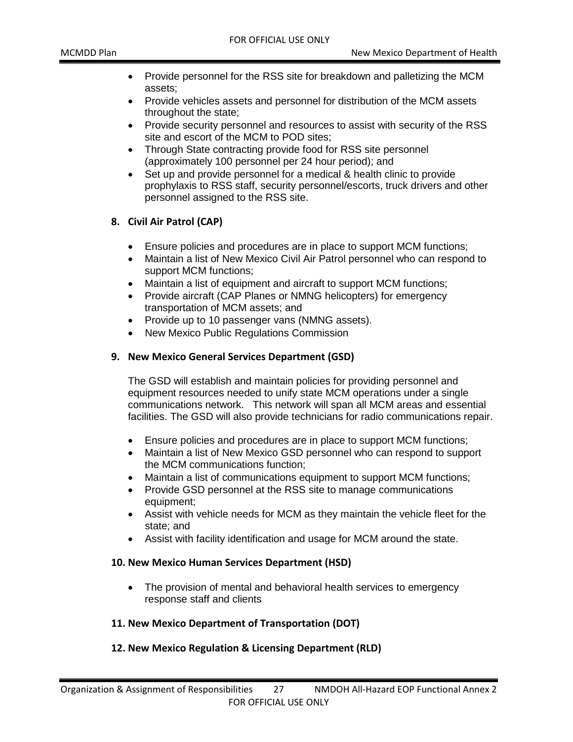- Provide personnel for the RSS site for breakdown and palletizing the MCM assets;
- Provide vehicles assets and personnel for distribution of the MCM assets throughout the state;
- Provide security personnel and resources to assist with security of the RSS site and escort of the MCM to POD sites;
- Through State contracting provide food for RSS site personnel (approximately 100 personnel per 24 hour period); and
- Set up and provide personnel for a medical & health clinic to provide prophylaxis to RSS staff, security personnel/escorts, truck drivers and other personnel assigned to the RSS site.

**8. Civil Air Patrol (CAP)**

- Ensure policies and procedures are in place to support MCM functions;
- Maintain a list of New Mexico Civil Air Patrol personnel who can respond to support MCM functions;
- Maintain a list of equipment and aircraft to support MCM functions;
- Provide aircraft (CAP Planes or NMNG helicopters) for emergency transportation of MCM assets; and
- Provide up to 10 passenger vans (NMNG assets).
- New Mexico Public Regulations Commission

**9. New Mexico General Services Department (GSD)**

The GSD will establish and maintain policies for providing personnel and equipment resources needed to unify state MCM operations under a single communications network. This network will span all MCM areas and essential facilities. The GSD will also provide technicians for radio communications repair.

- Ensure policies and procedures are in place to support MCM functions;
- Maintain a list of New Mexico GSD personnel who can respond to support the MCM communications function;
- Maintain a list of communications equipment to support MCM functions;
- Provide GSD personnel at the RSS site to manage communications equipment;
- Assist with vehicle needs for MCM as they maintain the vehicle fleet for the state; and
- Assist with facility identification and usage for MCM around the state.

**10. New Mexico Human Services Department (HSD)**

- The provision of mental and behavioral health services to emergency response staff and clients

**11. New Mexico Department of Transportation (DOT)**

**12. New Mexico Regulation & Licensing Department (RLD)**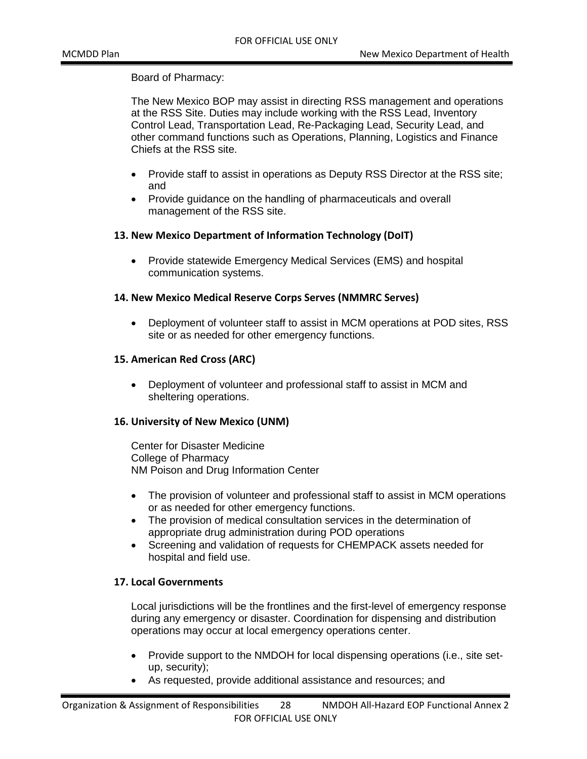Board of Pharmacy:

The New Mexico BOP may assist in directing RSS management and operations at the RSS Site. Duties may include working with the RSS Lead, Inventory Control Lead, Transportation Lead, Re-Packaging Lead, Security Lead, and other command functions such as Operations, Planning, Logistics and Finance Chiefs at the RSS site.

- Provide staff to assist in operations as Deputy RSS Director at the RSS site; and
- Provide guidance on the handling of pharmaceuticals and overall management of the RSS site.

**13. New Mexico Department of Information Technology (DoIT)**

- Provide statewide Emergency Medical Services (EMS) and hospital communication systems.

**14. New Mexico Medical Reserve Corps Serves (NMMRC Serves)**

- Deployment of volunteer staff to assist in MCM operations at POD sites, RSS site or as needed for other emergency functions.

**15. American Red Cross (ARC)**

- Deployment of volunteer and professional staff to assist in MCM and sheltering operations.

**16. University of New Mexico (UNM)**

Center for Disaster Medicine
College of Pharmacy
NM Poison and Drug Information Center

- The provision of volunteer and professional staff to assist in MCM operations or as needed for other emergency functions.
- The provision of medical consultation services in the determination of appropriate drug administration during POD operations
- Screening and validation of requests for CHEMPACK assets needed for hospital and field use.

**17. Local Governments**

Local jurisdictions will be the frontlines and the first-level of emergency response during any emergency or disaster. Coordination for dispensing and distribution operations may occur at local emergency operations center.

- Provide support to the NMDOH for local dispensing operations (i.e., site set-up, security);
- As requested, provide additional assistance and resources; and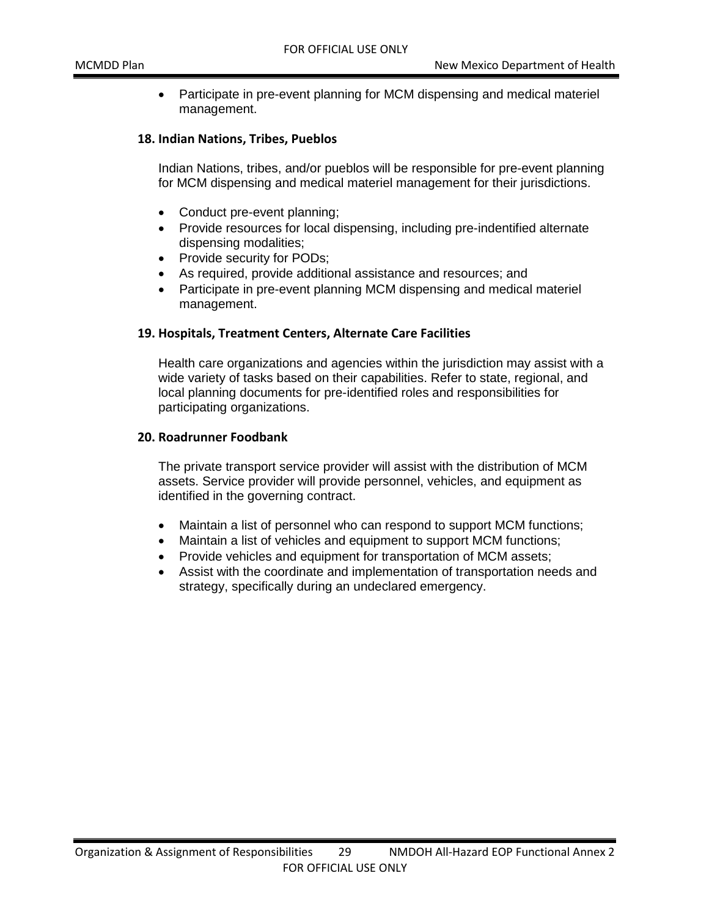- Participate in pre-event planning for MCM dispensing and medical materiel management.

### 18. Indian Nations, Tribes, Pueblos

Indian Nations, tribes, and/or pueblos will be responsible for pre-event planning for MCM dispensing and medical materiel management for their jurisdictions.

- Conduct pre-event planning;
- Provide resources for local dispensing, including pre-indentified alternate dispensing modalities;
- Provide security for PODs;
- As required, provide additional assistance and resources; and
- Participate in pre-event planning MCM dispensing and medical materiel management.

### 19. Hospitals, Treatment Centers, Alternate Care Facilities

Health care organizations and agencies within the jurisdiction may assist with a wide variety of tasks based on their capabilities. Refer to state, regional, and local planning documents for pre-identified roles and responsibilities for participating organizations.

### 20. Roadrunner Foodbank

The private transport service provider will assist with the distribution of MCM assets. Service provider will provide personnel, vehicles, and equipment as identified in the governing contract.

- Maintain a list of personnel who can respond to support MCM functions;
- Maintain a list of vehicles and equipment to support MCM functions;
- Provide vehicles and equipment for transportation of MCM assets;
- Assist with the coordinate and implementation of transportation needs and strategy, specifically during an undeclared emergency.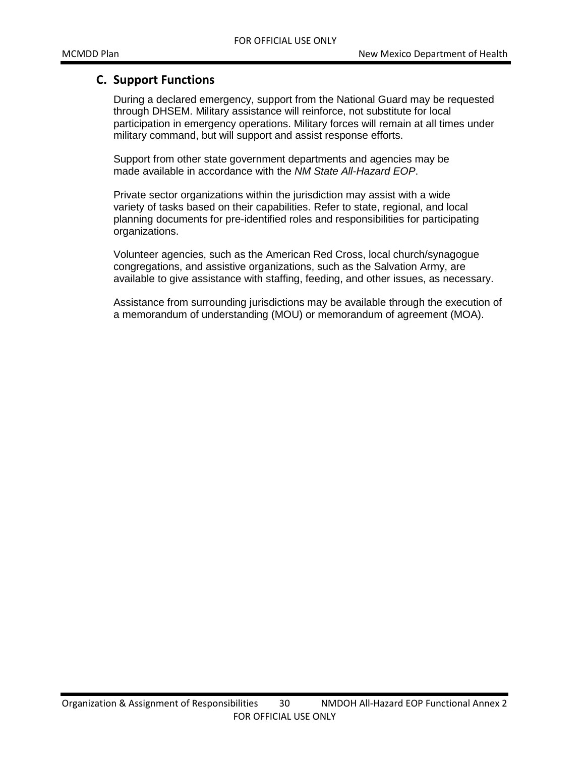## C. Support Functions

During a declared emergency, support from the National Guard may be requested through DHSEM. Military assistance will reinforce, not substitute for local participation in emergency operations. Military forces will remain at all times under military command, but will support and assist response efforts.

Support from other state government departments and agencies may be made available in accordance with the *NM State All-Hazard EOP*.

Private sector organizations within the jurisdiction may assist with a wide variety of tasks based on their capabilities. Refer to state, regional, and local planning documents for pre-identified roles and responsibilities for participating organizations.

Volunteer agencies, such as the American Red Cross, local church/synagogue congregations, and assistive organizations, such as the Salvation Army, are available to give assistance with staffing, feeding, and other issues, as necessary.

Assistance from surrounding jurisdictions may be available through the execution of a memorandum of understanding (MOU) or memorandum of agreement (MOA).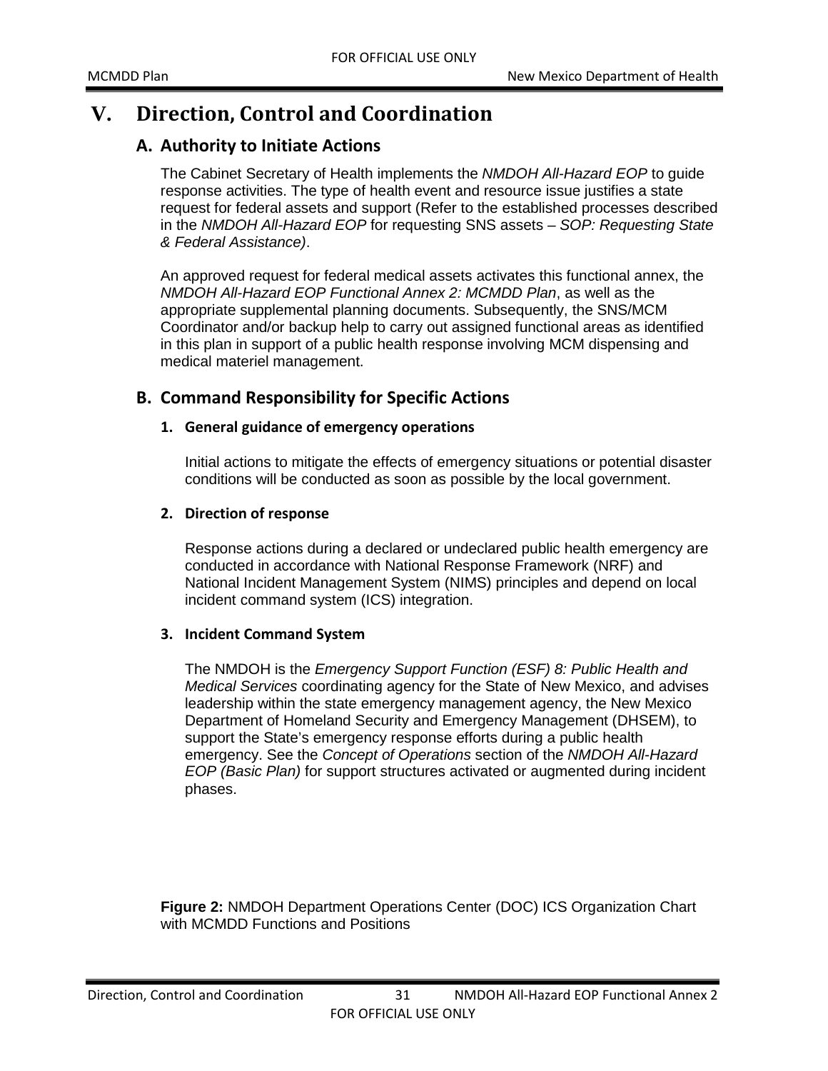# V. Direction, Control and Coordination

## A. Authority to Initiate Actions

The Cabinet Secretary of Health implements the *NMDOH All-Hazard EOP* to guide response activities. The type of health event and resource issue justifies a state request for federal assets and support (Refer to the established processes described in the *NMDOH All-Hazard EOP* for requesting SNS assets – *SOP: Requesting State & Federal Assistance)*.

An approved request for federal medical assets activates this functional annex, the *NMDOH All-Hazard EOP Functional Annex 2: MCMDD Plan*, as well as the appropriate supplemental planning documents. Subsequently, the SNS/MCM Coordinator and/or backup help to carry out assigned functional areas as identified in this plan in support of a public health response involving MCM dispensing and medical materiel management.

## B. Command Responsibility for Specific Actions

### 1. General guidance of emergency operations

Initial actions to mitigate the effects of emergency situations or potential disaster conditions will be conducted as soon as possible by the local government.

### 2. Direction of response

Response actions during a declared or undeclared public health emergency are conducted in accordance with National Response Framework (NRF) and National Incident Management System (NIMS) principles and depend on local incident command system (ICS) integration.

### 3. Incident Command System

The NMDOH is the *Emergency Support Function (ESF) 8: Public Health and Medical Services* coordinating agency for the State of New Mexico, and advises leadership within the state emergency management agency, the New Mexico Department of Homeland Security and Emergency Management (DHSEM), to support the State's emergency response efforts during a public health emergency. See the *Concept of Operations* section of the *NMDOH All-Hazard EOP (Basic Plan)* for support structures activated or augmented during incident phases.

**Figure 2:** NMDOH Department Operations Center (DOC) ICS Organization Chart with MCMDD Functions and Positions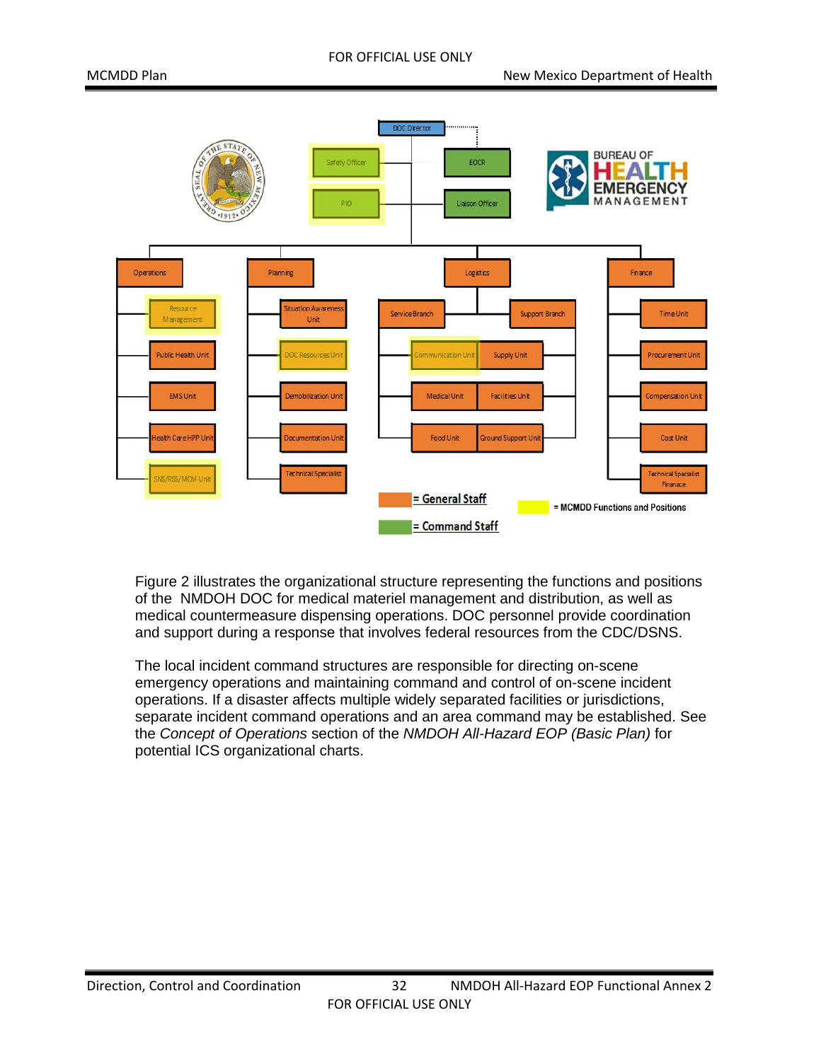DOC Director

Safety Officer

PIO

EOCR

Liaison Officer

BUREAU OF HEALTH EMERGENCY MANAGEMENT

Operations

Planning

Logistics

Finance

Resource Management

Public Health Unit

EMS Unit

Health Care HPP Unit

SNS/RSS/MCM Unit

Situation Awareness Unit

DOC Resources Unit

Demobilization Unit

Documentation Unit

Technical Specialist

Service Branch

Support Branch

Communication Unit

Supply Unit

Medical Unit

Facilities Unit

Food Unit

Ground Support Unit

Time Unit

Procurement Unit

Compensation Unit

Cost Unit

Technical Specialist Finanace

= General Staff

= Command Staff

= MCMDD Functions and Positions

Figure 2 illustrates the organizational structure representing the functions and positions of the NMDOH DOC for medical materiel management and distribution, as well as medical countermeasure dispensing operations. DOC personnel provide coordination and support during a response that involves federal resources from the CDC/DSNS.

The local incident command structures are responsible for directing on-scene emergency operations and maintaining command and control of on-scene incident operations. If a disaster affects multiple widely separated facilities or jurisdictions, separate incident command operations and an area command may be established. See the *Concept of Operations* section of the *NMDOH All-Hazard EOP (Basic Plan)* for potential ICS organizational charts.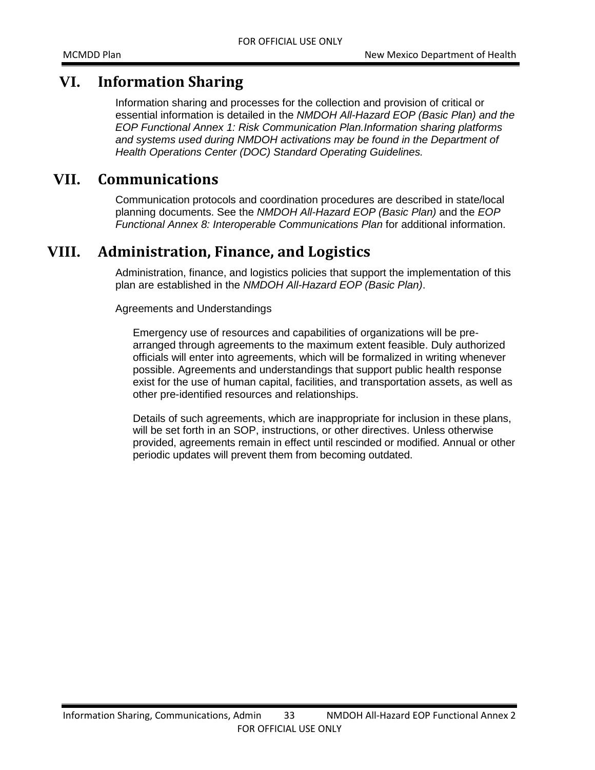# VI. Information Sharing

Information sharing and processes for the collection and provision of critical or essential information is detailed in the *NMDOH All-Hazard EOP (Basic Plan) and the EOP Functional Annex 1: Risk Communication Plan.Information sharing platforms and systems used during NMDOH activations may be found in the Department of Health Operations Center (DOC) Standard Operating Guidelines.*

# VII. Communications

Communication protocols and coordination procedures are described in state/local planning documents. See the *NMDOH All-Hazard EOP (Basic Plan)* and the *EOP Functional Annex 8: Interoperable Communications Plan* for additional information.

# VIII. Administration, Finance, and Logistics

Administration, finance, and logistics policies that support the implementation of this plan are established in the *NMDOH All-Hazard EOP (Basic Plan)*.

Agreements and Understandings

Emergency use of resources and capabilities of organizations will be pre-arranged through agreements to the maximum extent feasible. Duly authorized officials will enter into agreements, which will be formalized in writing whenever possible. Agreements and understandings that support public health response exist for the use of human capital, facilities, and transportation assets, as well as other pre-identified resources and relationships.

Details of such agreements, which are inappropriate for inclusion in these plans, will be set forth in an SOP, instructions, or other directives. Unless otherwise provided, agreements remain in effect until rescinded or modified. Annual or other periodic updates will prevent them from becoming outdated.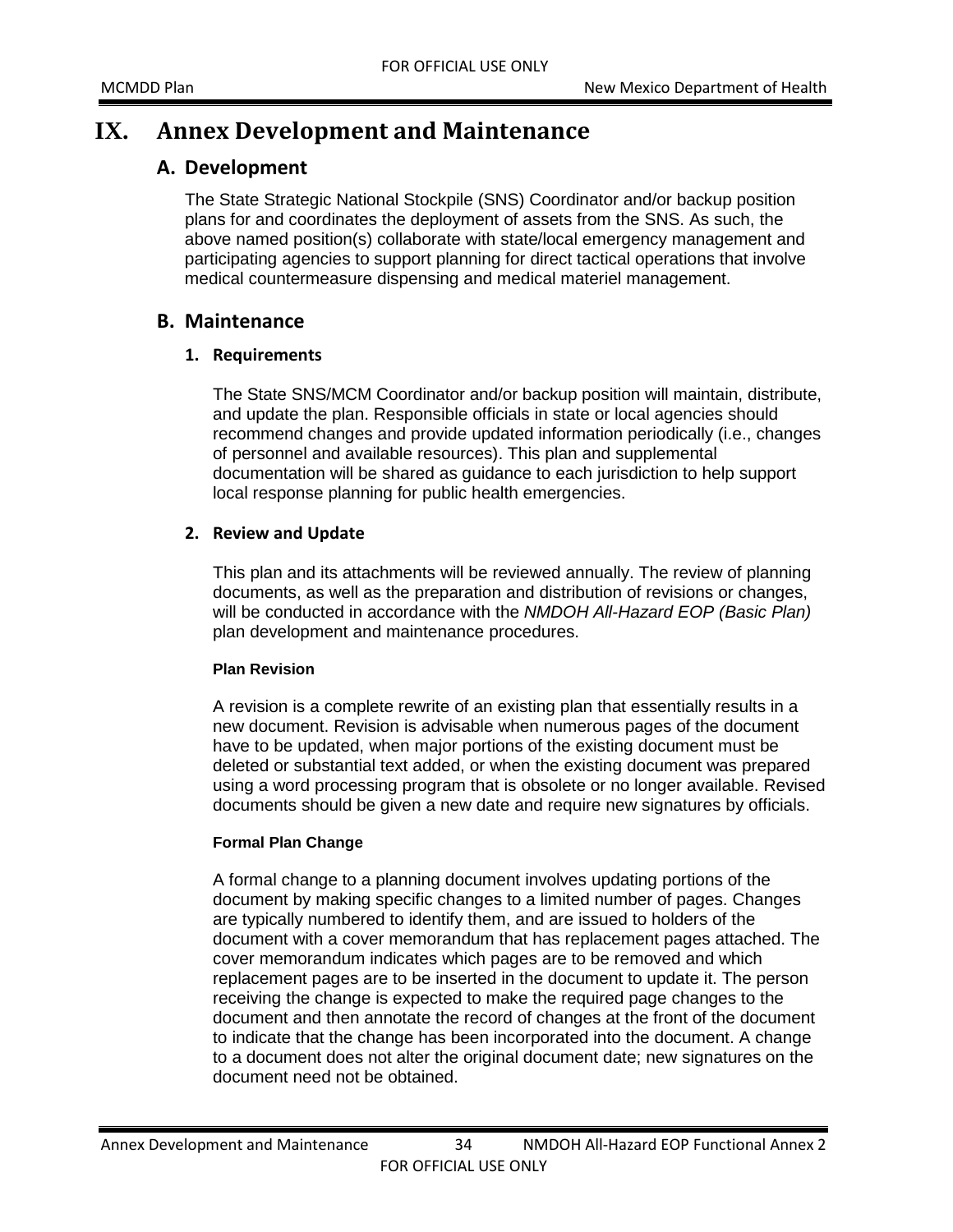# IX. Annex Development and Maintenance

## A. Development

The State Strategic National Stockpile (SNS) Coordinator and/or backup position plans for and coordinates the deployment of assets from the SNS. As such, the above named position(s) collaborate with state/local emergency management and participating agencies to support planning for direct tactical operations that involve medical countermeasure dispensing and medical materiel management.

## B. Maintenance

### 1. Requirements

The State SNS/MCM Coordinator and/or backup position will maintain, distribute, and update the plan. Responsible officials in state or local agencies should recommend changes and provide updated information periodically (i.e., changes of personnel and available resources). This plan and supplemental documentation will be shared as guidance to each jurisdiction to help support local response planning for public health emergencies.

### 2. Review and Update

This plan and its attachments will be reviewed annually. The review of planning documents, as well as the preparation and distribution of revisions or changes, will be conducted in accordance with the *NMDOH All-Hazard EOP (Basic Plan)* plan development and maintenance procedures.

#### Plan Revision

A revision is a complete rewrite of an existing plan that essentially results in a new document. Revision is advisable when numerous pages of the document have to be updated, when major portions of the existing document must be deleted or substantial text added, or when the existing document was prepared using a word processing program that is obsolete or no longer available. Revised documents should be given a new date and require new signatures by officials.

#### Formal Plan Change

A formal change to a planning document involves updating portions of the document by making specific changes to a limited number of pages. Changes are typically numbered to identify them, and are issued to holders of the document with a cover memorandum that has replacement pages attached. The cover memorandum indicates which pages are to be removed and which replacement pages are to be inserted in the document to update it. The person receiving the change is expected to make the required page changes to the document and then annotate the record of changes at the front of the document to indicate that the change has been incorporated into the document. A change to a document does not alter the original document date; new signatures on the document need not be obtained.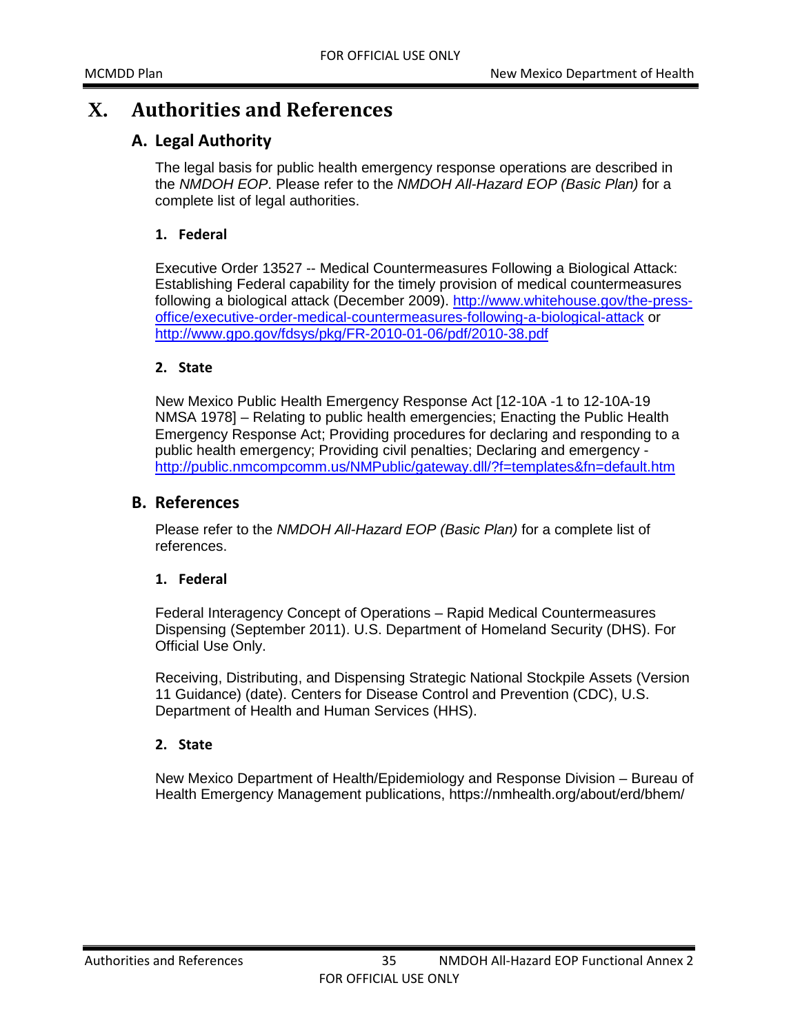# X. Authorities and References

## A. Legal Authority

The legal basis for public health emergency response operations are described in the *NMDOH EOP*. Please refer to the *NMDOH All-Hazard EOP (Basic Plan)* for a complete list of legal authorities.

### 1. Federal

Executive Order 13527 -- Medical Countermeasures Following a Biological Attack: Establishing Federal capability for the timely provision of medical countermeasures following a biological attack (December 2009). http://www.whitehouse.gov/the-press-office/executive-order-medical-countermeasures-following-a-biological-attack or http://www.gpo.gov/fdsys/pkg/FR-2010-01-06/pdf/2010-38.pdf

### 2. State

New Mexico Public Health Emergency Response Act [12-10A -1 to 12-10A-19 NMSA 1978] – Relating to public health emergencies; Enacting the Public Health Emergency Response Act; Providing procedures for declaring and responding to a public health emergency; Providing civil penalties; Declaring and emergency - http://public.nmcompcomm.us/NMPublic/gateway.dll/?f=templates&fn=default.htm

## B. References

Please refer to the *NMDOH All-Hazard EOP (Basic Plan)* for a complete list of references.

### 1. Federal

Federal Interagency Concept of Operations – Rapid Medical Countermeasures Dispensing (September 2011). U.S. Department of Homeland Security (DHS). For Official Use Only.

Receiving, Distributing, and Dispensing Strategic National Stockpile Assets (Version 11 Guidance) (date). Centers for Disease Control and Prevention (CDC), U.S. Department of Health and Human Services (HHS).

### 2. State

New Mexico Department of Health/Epidemiology and Response Division – Bureau of Health Emergency Management publications, https://nmhealth.org/about/erd/bhem/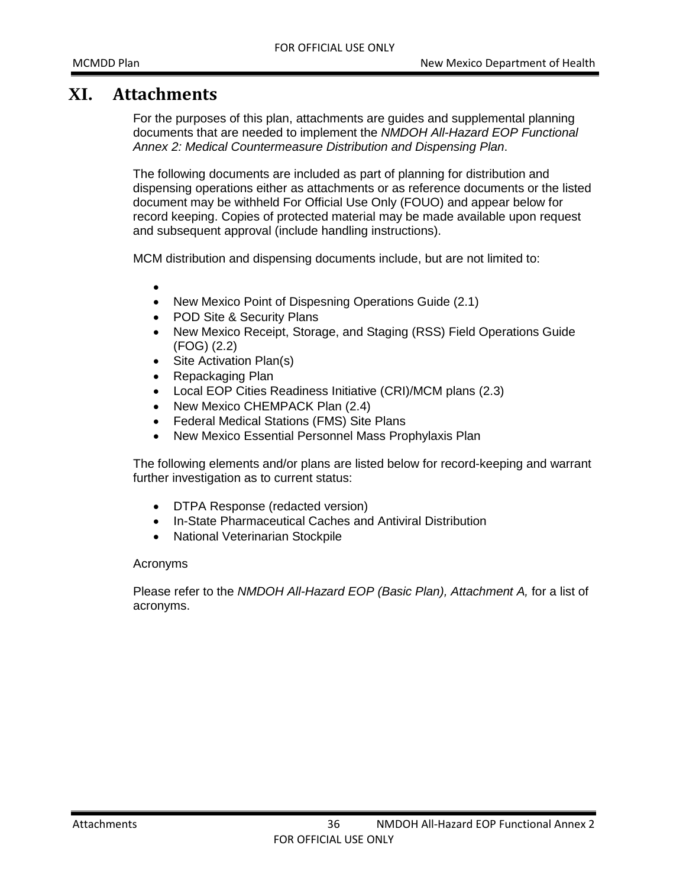# XI. Attachments

For the purposes of this plan, attachments are guides and supplemental planning documents that are needed to implement the *NMDOH All-Hazard EOP Functional Annex 2: Medical Countermeasure Distribution and Dispensing Plan*.

The following documents are included as part of planning for distribution and dispensing operations either as attachments or as reference documents or the listed document may be withheld For Official Use Only (FOUO) and appear below for record keeping. Copies of protected material may be made available upon request and subsequent approval (include handling instructions).

MCM distribution and dispensing documents include, but are not limited to:

- 
- New Mexico Point of Dispesning Operations Guide (2.1)
- POD Site & Security Plans
- New Mexico Receipt, Storage, and Staging (RSS) Field Operations Guide (FOG) (2.2)
- Site Activation Plan(s)
- Repackaging Plan
- Local EOP Cities Readiness Initiative (CRI)/MCM plans (2.3)
- New Mexico CHEMPACK Plan (2.4)
- Federal Medical Stations (FMS) Site Plans
- New Mexico Essential Personnel Mass Prophylaxis Plan

The following elements and/or plans are listed below for record-keeping and warrant further investigation as to current status:

- DTPA Response (redacted version)
- In-State Pharmaceutical Caches and Antiviral Distribution
- National Veterinarian Stockpile

Acronyms

Please refer to the *NMDOH All-Hazard EOP (Basic Plan), Attachment A,* for a list of acronyms.